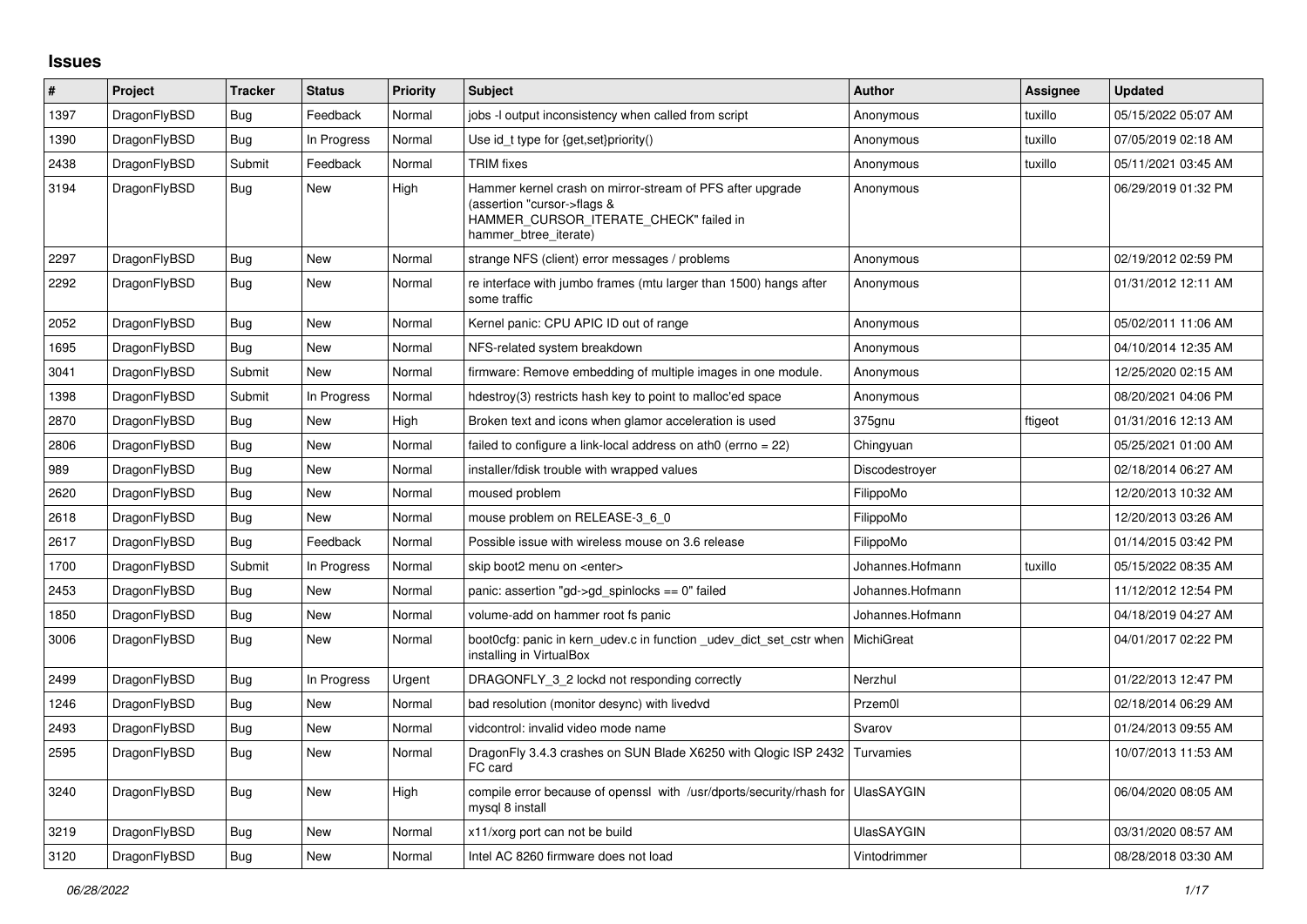# Issues

| # | Project | Tracker | Status | Priority | Subject | Author | Assignee | Updated |
|---|---|---|---|---|---|---|---|---|
| 1397 | DragonFlyBSD | Bug | Feedback | Normal | jobs -l output inconsistency when called from script | Anonymous | tuxillo | 05/15/2022 05:07 AM |
| 1390 | DragonFlyBSD | Bug | In Progress | Normal | Use id_t type for {get,set}priority() | Anonymous | tuxillo | 07/05/2019 02:18 AM |
| 2438 | DragonFlyBSD | Submit | Feedback | Normal | TRIM fixes | Anonymous | tuxillo | 05/11/2021 03:45 AM |
| 3194 | DragonFlyBSD | Bug | New | High | Hammer kernel crash on mirror-stream of PFS after upgrade (assertion "cursor->flags & HAMMER_CURSOR_ITERATE_CHECK" failed in hammer_btree_iterate) | Anonymous | | 06/29/2019 01:32 PM |
| 2297 | DragonFlyBSD | Bug | New | Normal | strange NFS (client) error messages / problems | Anonymous | | 02/19/2012 02:59 PM |
| 2292 | DragonFlyBSD | Bug | New | Normal | re interface with jumbo frames (mtu larger than 1500) hangs after some traffic | Anonymous | | 01/31/2012 12:11 AM |
| 2052 | DragonFlyBSD | Bug | New | Normal | Kernel panic: CPU APIC ID out of range | Anonymous | | 05/02/2011 11:06 AM |
| 1695 | DragonFlyBSD | Bug | New | Normal | NFS-related system breakdown | Anonymous | | 04/10/2014 12:35 AM |
| 3041 | DragonFlyBSD | Submit | New | Normal | firmware: Remove embedding of multiple images in one module. | Anonymous | | 12/25/2020 02:15 AM |
| 1398 | DragonFlyBSD | Submit | In Progress | Normal | hdestroy(3) restricts hash key to point to malloc'ed space | Anonymous | | 08/20/2021 04:06 PM |
| 2870 | DragonFlyBSD | Bug | New | High | Broken text and icons when glamor acceleration is used | 375gnu | ftigeot | 01/31/2016 12:13 AM |
| 2806 | DragonFlyBSD | Bug | New | Normal | failed to configure a link-local address on ath0 (errno = 22) | Chingyuan | | 05/25/2021 01:00 AM |
| 989 | DragonFlyBSD | Bug | New | Normal | installer/fdisk trouble with wrapped values | Discodestroyer | | 02/18/2014 06:27 AM |
| 2620 | DragonFlyBSD | Bug | New | Normal | moused problem | FilippoMo | | 12/20/2013 10:32 AM |
| 2618 | DragonFlyBSD | Bug | New | Normal | mouse problem on RELEASE-3_6_0 | FilippoMo | | 12/20/2013 03:26 AM |
| 2617 | DragonFlyBSD | Bug | Feedback | Normal | Possible issue with wireless mouse on 3.6 release | FilippoMo | | 01/14/2015 03:42 PM |
| 1700 | DragonFlyBSD | Submit | In Progress | Normal | skip boot2 menu on <enter> | Johannes.Hofmann | tuxillo | 05/15/2022 08:35 AM |
| 2453 | DragonFlyBSD | Bug | New | Normal | panic: assertion "gd->gd_spinlocks == 0" failed | Johannes.Hofmann | | 11/12/2012 12:54 PM |
| 1850 | DragonFlyBSD | Bug | New | Normal | volume-add on hammer root fs panic | Johannes.Hofmann | | 04/18/2019 04:27 AM |
| 3006 | DragonFlyBSD | Bug | New | Normal | boot0cfg: panic in kern_udev.c in function _udev_dict_set_cstr when installing in VirtualBox | MichiGreat | | 04/01/2017 02:22 PM |
| 2499 | DragonFlyBSD | Bug | In Progress | Urgent | DRAGONFLY_3_2 lockd not responding correctly | Nerzhul | | 01/22/2013 12:47 PM |
| 1246 | DragonFlyBSD | Bug | New | Normal | bad resolution (monitor desync) with livedvd | Przem0l | | 02/18/2014 06:29 AM |
| 2493 | DragonFlyBSD | Bug | New | Normal | vidcontrol: invalid video mode name | Svarov | | 01/24/2013 09:55 AM |
| 2595 | DragonFlyBSD | Bug | New | Normal | DragonFly 3.4.3 crashes on SUN Blade X6250 with Qlogic ISP 2432 FC card | Turvamies | | 10/07/2013 11:53 AM |
| 3240 | DragonFlyBSD | Bug | New | High | compile error because of openssl with /usr/dports/security/rhash for mysql 8 install | UlasSAYGIN | | 06/04/2020 08:05 AM |
| 3219 | DragonFlyBSD | Bug | New | Normal | x11/xorg port can not be build | UlasSAYGIN | | 03/31/2020 08:57 AM |
| 3120 | DragonFlyBSD | Bug | New | Normal | Intel AC 8260 firmware does not load | Vintodrimmer | | 08/28/2018 03:30 AM |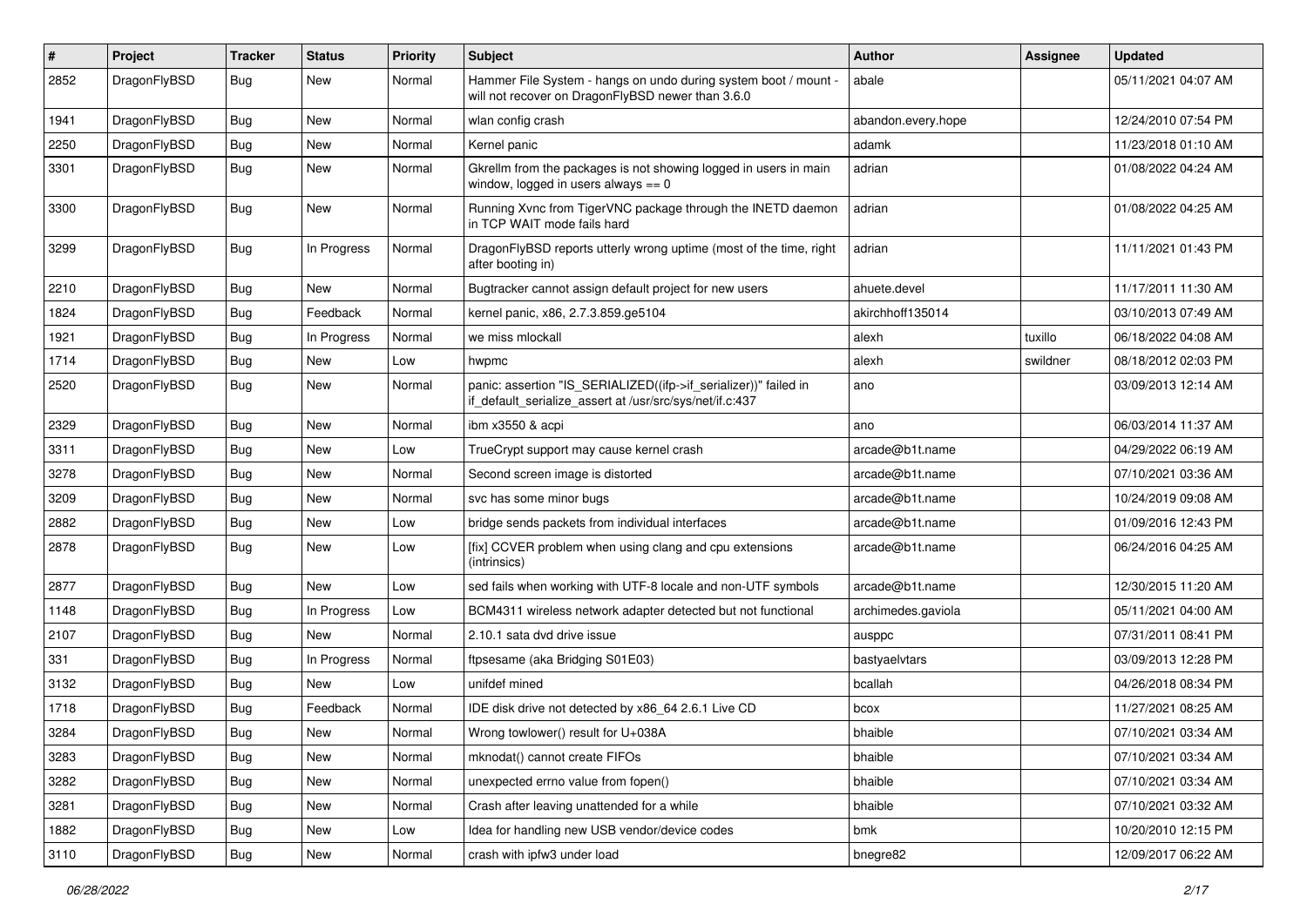| # | Project | Tracker | Status | Priority | Subject | Author | Assignee | Updated |
|---|---|---|---|---|---|---|---|---|
| 2852 | DragonFlyBSD | Bug | New | Normal | Hammer File System - hangs on undo during system boot / mount - will not recover on DragonFlyBSD newer than 3.6.0 | abale | | 05/11/2021 04:07 AM |
| 1941 | DragonFlyBSD | Bug | New | Normal | wlan config crash | abandon.every.hope | | 12/24/2010 07:54 PM |
| 2250 | DragonFlyBSD | Bug | New | Normal | Kernel panic | adamk | | 11/23/2018 01:10 AM |
| 3301 | DragonFlyBSD | Bug | New | Normal | Gkrellm from the packages is not showing logged in users in main window, logged in users always == 0 | adrian | | 01/08/2022 04:24 AM |
| 3300 | DragonFlyBSD | Bug | New | Normal | Running Xvnc from TigerVNC package through the INETD daemon in TCP WAIT mode fails hard | adrian | | 01/08/2022 04:25 AM |
| 3299 | DragonFlyBSD | Bug | In Progress | Normal | DragonFlyBSD reports utterly wrong uptime (most of the time, right after booting in) | adrian | | 11/11/2021 01:43 PM |
| 2210 | DragonFlyBSD | Bug | New | Normal | Bugtracker cannot assign default project for new users | ahuete.devel | | 11/17/2011 11:30 AM |
| 1824 | DragonFlyBSD | Bug | Feedback | Normal | kernel panic, x86, 2.7.3.859.ge5104 | akirchhoff135014 | | 03/10/2013 07:49 AM |
| 1921 | DragonFlyBSD | Bug | In Progress | Normal | we miss mlockall | alexh | tuxillo | 06/18/2022 04:08 AM |
| 1714 | DragonFlyBSD | Bug | New | Low | hwpmc | alexh | swildner | 08/18/2012 02:03 PM |
| 2520 | DragonFlyBSD | Bug | New | Normal | panic: assertion "IS_SERIALIZED((ifp->if_serializer))" failed in if_default_serialize_assert at /usr/src/sys/net/if.c:437 | ano | | 03/09/2013 12:14 AM |
| 2329 | DragonFlyBSD | Bug | New | Normal | ibm x3550 & acpi | ano | | 06/03/2014 11:37 AM |
| 3311 | DragonFlyBSD | Bug | New | Low | TrueCrypt support may cause kernel crash | arcade@b1t.name | | 04/29/2022 06:19 AM |
| 3278 | DragonFlyBSD | Bug | New | Normal | Second screen image is distorted | arcade@b1t.name | | 07/10/2021 03:36 AM |
| 3209 | DragonFlyBSD | Bug | New | Normal | svc has some minor bugs | arcade@b1t.name | | 10/24/2019 09:08 AM |
| 2882 | DragonFlyBSD | Bug | New | Low | bridge sends packets from individual interfaces | arcade@b1t.name | | 01/09/2016 12:43 PM |
| 2878 | DragonFlyBSD | Bug | New | Low | [fix] CCVER problem when using clang and cpu extensions (intrinsics) | arcade@b1t.name | | 06/24/2016 04:25 AM |
| 2877 | DragonFlyBSD | Bug | New | Low | sed fails when working with UTF-8 locale and non-UTF symbols | arcade@b1t.name | | 12/30/2015 11:20 AM |
| 1148 | DragonFlyBSD | Bug | In Progress | Low | BCM4311 wireless network adapter detected but not functional | archimedes.gaviola | | 05/11/2021 04:00 AM |
| 2107 | DragonFlyBSD | Bug | New | Normal | 2.10.1 sata dvd drive issue | ausppc | | 07/31/2011 08:41 PM |
| 331 | DragonFlyBSD | Bug | In Progress | Normal | ftpsesame (aka Bridging S01E03) | bastyaelvtars | | 03/09/2013 12:28 PM |
| 3132 | DragonFlyBSD | Bug | New | Low | unifdef mined | bcallah | | 04/26/2018 08:34 PM |
| 1718 | DragonFlyBSD | Bug | Feedback | Normal | IDE disk drive not detected by x86_64 2.6.1 Live CD | bcox | | 11/27/2021 08:25 AM |
| 3284 | DragonFlyBSD | Bug | New | Normal | Wrong towlower() result for U+038A | bhaible | | 07/10/2021 03:34 AM |
| 3283 | DragonFlyBSD | Bug | New | Normal | mknodat() cannot create FIFOs | bhaible | | 07/10/2021 03:34 AM |
| 3282 | DragonFlyBSD | Bug | New | Normal | unexpected errno value from fopen() | bhaible | | 07/10/2021 03:34 AM |
| 3281 | DragonFlyBSD | Bug | New | Normal | Crash after leaving unattended for a while | bhaible | | 07/10/2021 03:32 AM |
| 1882 | DragonFlyBSD | Bug | New | Low | Idea for handling new USB vendor/device codes | bmk | | 10/20/2010 12:15 PM |
| 3110 | DragonFlyBSD | Bug | New | Normal | crash with ipfw3 under load | bnegre82 | | 12/09/2017 06:22 AM |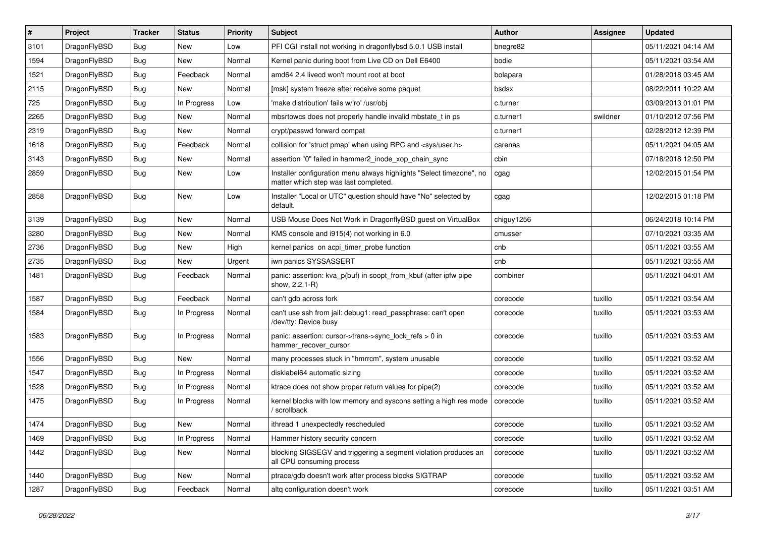| # | Project | Tracker | Status | Priority | Subject | Author | Assignee | Updated |
|---|---|---|---|---|---|---|---|---|
| 3101 | DragonFlyBSD | Bug | New | Low | PFI CGI install not working in dragonflybsd 5.0.1 USB install | bnegre82 | | 05/11/2021 04:14 AM |
| 1594 | DragonFlyBSD | Bug | New | Normal | Kernel panic during boot from Live CD on Dell E6400 | bodie | | 05/11/2021 03:54 AM |
| 1521 | DragonFlyBSD | Bug | Feedback | Normal | amd64 2.4 livecd won't mount root at boot | bolapara | | 01/28/2018 03:45 AM |
| 2115 | DragonFlyBSD | Bug | New | Normal | [msk] system freeze after receive some paquet | bsdsx | | 08/22/2011 10:22 AM |
| 725 | DragonFlyBSD | Bug | In Progress | Low | 'make distribution' fails w/'ro' /usr/obj | c.turner | | 03/09/2013 01:01 PM |
| 2265 | DragonFlyBSD | Bug | New | Normal | mbsrtowcs does not properly handle invalid mbstate_t in ps | c.turner1 | swildner | 01/10/2012 07:56 PM |
| 2319 | DragonFlyBSD | Bug | New | Normal | crypt/passwd forward compat | c.turner1 | | 02/28/2012 12:39 PM |
| 1618 | DragonFlyBSD | Bug | Feedback | Normal | collision for 'struct pmap' when using RPC and <sys/user.h> | carenas | | 05/11/2021 04:05 AM |
| 3143 | DragonFlyBSD | Bug | New | Normal | assertion "0" failed in hammer2_inode_xop_chain_sync | cbin | | 07/18/2018 12:50 PM |
| 2859 | DragonFlyBSD | Bug | New | Low | Installer configuration menu always highlights "Select timezone", no matter which step was last completed. | cgag | | 12/02/2015 01:54 PM |
| 2858 | DragonFlyBSD | Bug | New | Low | Installer "Local or UTC" question should have "No" selected by default. | cgag | | 12/02/2015 01:18 PM |
| 3139 | DragonFlyBSD | Bug | New | Normal | USB Mouse Does Not Work in DragonflyBSD guest on VirtualBox | chiguy1256 | | 06/24/2018 10:14 PM |
| 3280 | DragonFlyBSD | Bug | New | Normal | KMS console and i915(4) not working in 6.0 | cmusser | | 07/10/2021 03:35 AM |
| 2736 | DragonFlyBSD | Bug | New | High | kernel panics on acpi_timer_probe function | cnb | | 05/11/2021 03:55 AM |
| 2735 | DragonFlyBSD | Bug | New | Urgent | iwn panics SYSSASSERT | cnb | | 05/11/2021 03:55 AM |
| 1481 | DragonFlyBSD | Bug | Feedback | Normal | panic: assertion: kva_p(buf) in soopt_from_kbuf (after ipfw pipe show, 2.2.1-R) | combiner | | 05/11/2021 04:01 AM |
| 1587 | DragonFlyBSD | Bug | Feedback | Normal | can't gdb across fork | corecode | tuxillo | 05/11/2021 03:54 AM |
| 1584 | DragonFlyBSD | Bug | In Progress | Normal | can't use ssh from jail: debug1: read_passphrase: can't open /dev/tty: Device busy | corecode | tuxillo | 05/11/2021 03:53 AM |
| 1583 | DragonFlyBSD | Bug | In Progress | Normal | panic: assertion: cursor->trans->sync_lock_refs > 0 in hammer_recover_cursor | corecode | tuxillo | 05/11/2021 03:53 AM |
| 1556 | DragonFlyBSD | Bug | New | Normal | many processes stuck in "hmrrcm", system unusable | corecode | tuxillo | 05/11/2021 03:52 AM |
| 1547 | DragonFlyBSD | Bug | In Progress | Normal | disklabel64 automatic sizing | corecode | tuxillo | 05/11/2021 03:52 AM |
| 1528 | DragonFlyBSD | Bug | In Progress | Normal | ktrace does not show proper return values for pipe(2) | corecode | tuxillo | 05/11/2021 03:52 AM |
| 1475 | DragonFlyBSD | Bug | In Progress | Normal | kernel blocks with low memory and syscons setting a high res mode / scrollback | corecode | tuxillo | 05/11/2021 03:52 AM |
| 1474 | DragonFlyBSD | Bug | New | Normal | ithread 1 unexpectedly rescheduled | corecode | tuxillo | 05/11/2021 03:52 AM |
| 1469 | DragonFlyBSD | Bug | In Progress | Normal | Hammer history security concern | corecode | tuxillo | 05/11/2021 03:52 AM |
| 1442 | DragonFlyBSD | Bug | New | Normal | blocking SIGSEGV and triggering a segment violation produces an all CPU consuming process | corecode | tuxillo | 05/11/2021 03:52 AM |
| 1440 | DragonFlyBSD | Bug | New | Normal | ptrace/gdb doesn't work after process blocks SIGTRAP | corecode | tuxillo | 05/11/2021 03:52 AM |
| 1287 | DragonFlyBSD | Bug | Feedback | Normal | altq configuration doesn't work | corecode | tuxillo | 05/11/2021 03:51 AM |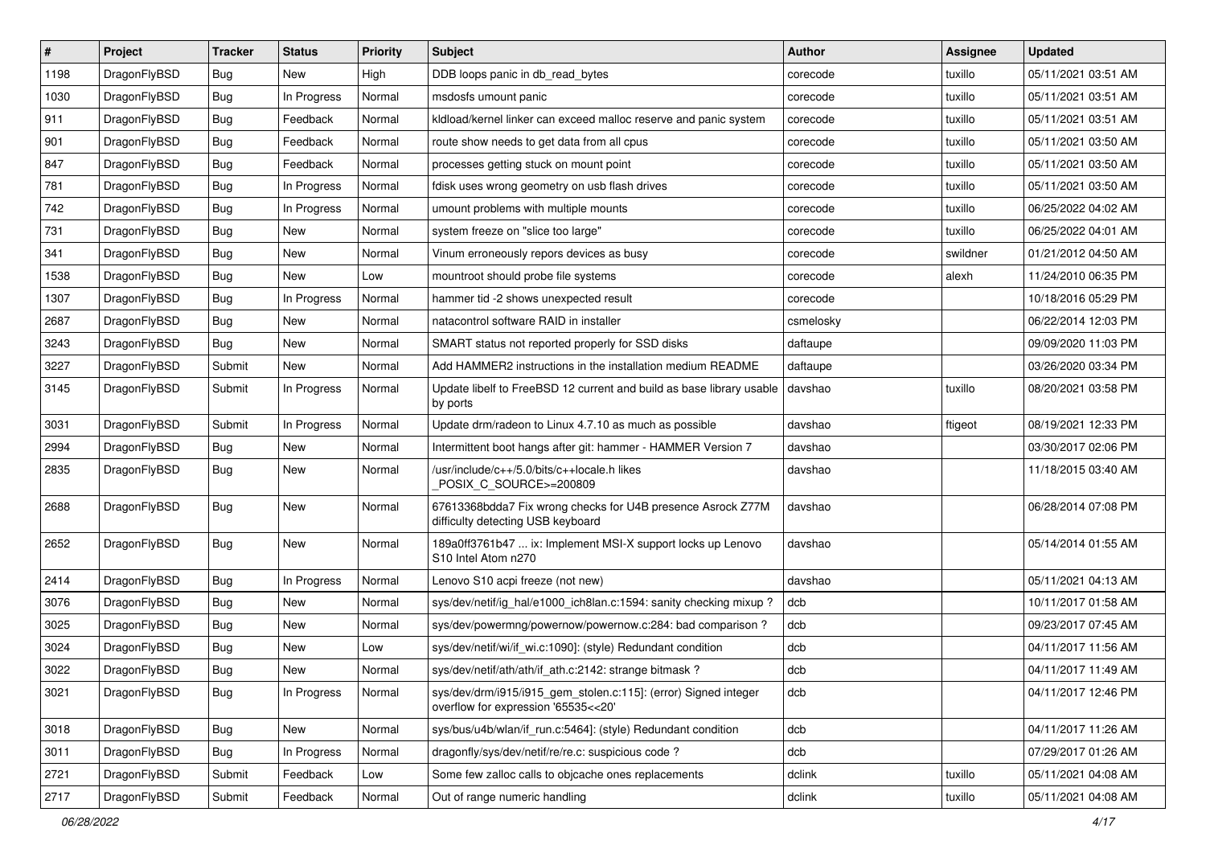| # | Project | Tracker | Status | Priority | Subject | Author | Assignee | Updated |
|---|---|---|---|---|---|---|---|---|
| 1198 | DragonFlyBSD | Bug | New | High | DDB loops panic in db_read_bytes | corecode | tuxillo | 05/11/2021 03:51 AM |
| 1030 | DragonFlyBSD | Bug | In Progress | Normal | msdosfs umount panic | corecode | tuxillo | 05/11/2021 03:51 AM |
| 911 | DragonFlyBSD | Bug | Feedback | Normal | kldload/kernel linker can exceed malloc reserve and panic system | corecode | tuxillo | 05/11/2021 03:51 AM |
| 901 | DragonFlyBSD | Bug | Feedback | Normal | route show needs to get data from all cpus | corecode | tuxillo | 05/11/2021 03:50 AM |
| 847 | DragonFlyBSD | Bug | Feedback | Normal | processes getting stuck on mount point | corecode | tuxillo | 05/11/2021 03:50 AM |
| 781 | DragonFlyBSD | Bug | In Progress | Normal | fdisk uses wrong geometry on usb flash drives | corecode | tuxillo | 05/11/2021 03:50 AM |
| 742 | DragonFlyBSD | Bug | In Progress | Normal | umount problems with multiple mounts | corecode | tuxillo | 06/25/2022 04:02 AM |
| 731 | DragonFlyBSD | Bug | New | Normal | system freeze on "slice too large" | corecode | tuxillo | 06/25/2022 04:01 AM |
| 341 | DragonFlyBSD | Bug | New | Normal | Vinum erroneously repors devices as busy | corecode | swildner | 01/21/2012 04:50 AM |
| 1538 | DragonFlyBSD | Bug | New | Low | mountroot should probe file systems | corecode | alexh | 11/24/2010 06:35 PM |
| 1307 | DragonFlyBSD | Bug | In Progress | Normal | hammer tid -2 shows unexpected result | corecode | | 10/18/2016 05:29 PM |
| 2687 | DragonFlyBSD | Bug | New | Normal | natacontrol software RAID in installer | csmelosky | | 06/22/2014 12:03 PM |
| 3243 | DragonFlyBSD | Bug | New | Normal | SMART status not reported properly for SSD disks | daftaupe | | 09/09/2020 11:03 PM |
| 3227 | DragonFlyBSD | Submit | New | Normal | Add HAMMER2 instructions in the installation medium README | daftaupe | | 03/26/2020 03:34 PM |
| 3145 | DragonFlyBSD | Submit | In Progress | Normal | Update libelf to FreeBSD 12 current and build as base library usable by ports | davshao | tuxillo | 08/20/2021 03:58 PM |
| 3031 | DragonFlyBSD | Submit | In Progress | Normal | Update drm/radeon to Linux 4.7.10 as much as possible | davshao | ftigeot | 08/19/2021 12:33 PM |
| 2994 | DragonFlyBSD | Bug | New | Normal | Intermittent boot hangs after git: hammer - HAMMER Version 7 | davshao | | 03/30/2017 02:06 PM |
| 2835 | DragonFlyBSD | Bug | New | Normal | /usr/include/c++/5.0/bits/c++locale.h likes _POSIX_C_SOURCE>=200809 | davshao | | 11/18/2015 03:40 AM |
| 2688 | DragonFlyBSD | Bug | New | Normal | 67613368bdda7 Fix wrong checks for U4B presence Asrock Z77M difficulty detecting USB keyboard | davshao | | 06/28/2014 07:08 PM |
| 2652 | DragonFlyBSD | Bug | New | Normal | 189a0ff3761b47 ... ix: Implement MSI-X support locks up Lenovo S10 Intel Atom n270 | davshao | | 05/14/2014 01:55 AM |
| 2414 | DragonFlyBSD | Bug | In Progress | Normal | Lenovo S10 acpi freeze (not new) | davshao | | 05/11/2021 04:13 AM |
| 3076 | DragonFlyBSD | Bug | New | Normal | sys/dev/netif/ig_hal/e1000_ich8lan.c:1594: sanity checking mixup ? | dcb | | 10/11/2017 01:58 AM |
| 3025 | DragonFlyBSD | Bug | New | Normal | sys/dev/powermng/powernow/powernow.c:284: bad comparison ? | dcb | | 09/23/2017 07:45 AM |
| 3024 | DragonFlyBSD | Bug | New | Low | sys/dev/netif/wi/if_wi.c:1090]: (style) Redundant condition | dcb | | 04/11/2017 11:56 AM |
| 3022 | DragonFlyBSD | Bug | New | Normal | sys/dev/netif/ath/ath/if_ath.c:2142: strange bitmask ? | dcb | | 04/11/2017 11:49 AM |
| 3021 | DragonFlyBSD | Bug | In Progress | Normal | sys/dev/drm/i915/i915_gem_stolen.c:115]: (error) Signed integer overflow for expression '65535<<20' | dcb | | 04/11/2017 12:46 PM |
| 3018 | DragonFlyBSD | Bug | New | Normal | sys/bus/u4b/wlan/if_run.c:5464]: (style) Redundant condition | dcb | | 04/11/2017 11:26 AM |
| 3011 | DragonFlyBSD | Bug | In Progress | Normal | dragonfly/sys/dev/netif/re/re.c: suspicious code ? | dcb | | 07/29/2017 01:26 AM |
| 2721 | DragonFlyBSD | Submit | Feedback | Low | Some few zalloc calls to objcache ones replacements | dclink | tuxillo | 05/11/2021 04:08 AM |
| 2717 | DragonFlyBSD | Submit | Feedback | Normal | Out of range numeric handling | dclink | tuxillo | 05/11/2021 04:08 AM |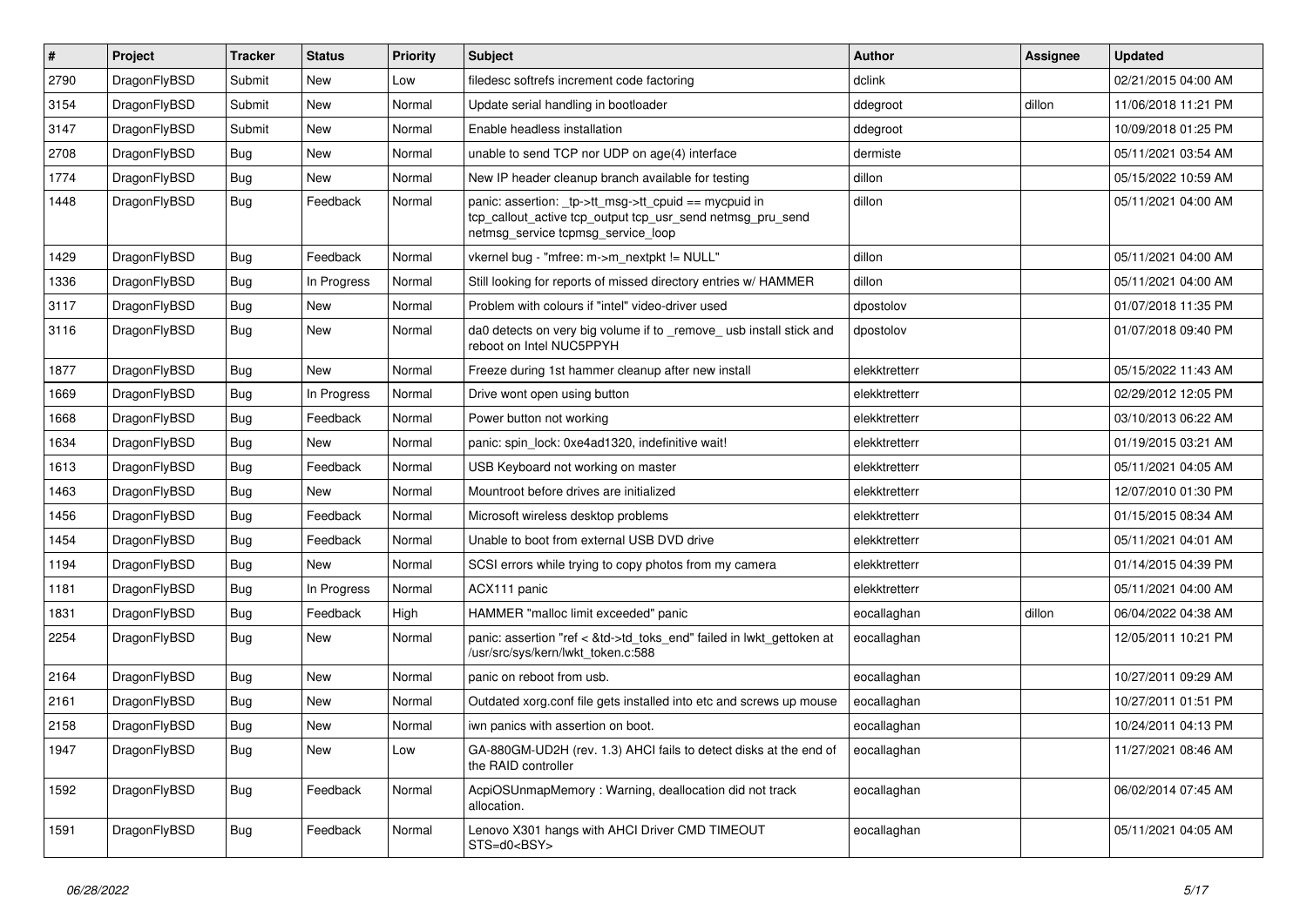| # | Project | Tracker | Status | Priority | Subject | Author | Assignee | Updated |
|---|---|---|---|---|---|---|---|---|
| 2790 | DragonFlyBSD | Submit | New | Low | filedesc softrefs increment code factoring | dclink | | 02/21/2015 04:00 AM |
| 3154 | DragonFlyBSD | Submit | New | Normal | Update serial handling in bootloader | ddegroot | dillon | 11/06/2018 11:21 PM |
| 3147 | DragonFlyBSD | Submit | New | Normal | Enable headless installation | ddegroot | | 10/09/2018 01:25 PM |
| 2708 | DragonFlyBSD | Bug | New | Normal | unable to send TCP nor UDP on age(4) interface | dermiste | | 05/11/2021 03:54 AM |
| 1774 | DragonFlyBSD | Bug | New | Normal | New IP header cleanup branch available for testing | dillon | | 05/15/2022 10:59 AM |
| 1448 | DragonFlyBSD | Bug | Feedback | Normal | panic: assertion: _tp->tt_msg->tt_cpuid == mycpuid in tcp_callout_active tcp_output tcp_usr_send netmsg_pru_send netmsg_service tcpmsg_service_loop | dillon | | 05/11/2021 04:00 AM |
| 1429 | DragonFlyBSD | Bug | Feedback | Normal | vkernel bug - "mfree: m->m_nextpkt != NULL" | dillon | | 05/11/2021 04:00 AM |
| 1336 | DragonFlyBSD | Bug | In Progress | Normal | Still looking for reports of missed directory entries w/ HAMMER | dillon | | 05/11/2021 04:00 AM |
| 3117 | DragonFlyBSD | Bug | New | Normal | Problem with colours if "intel" video-driver used | dpostolov | | 01/07/2018 11:35 PM |
| 3116 | DragonFlyBSD | Bug | New | Normal | da0 detects on very big volume if to _remove_ usb install stick and reboot on Intel NUC5PPYH | dpostolov | | 01/07/2018 09:40 PM |
| 1877 | DragonFlyBSD | Bug | New | Normal | Freeze during 1st hammer cleanup after new install | elekktretterr | | 05/15/2022 11:43 AM |
| 1669 | DragonFlyBSD | Bug | In Progress | Normal | Drive wont open using button | elekktretterr | | 02/29/2012 12:05 PM |
| 1668 | DragonFlyBSD | Bug | Feedback | Normal | Power button not working | elekktretterr | | 03/10/2013 06:22 AM |
| 1634 | DragonFlyBSD | Bug | New | Normal | panic: spin_lock: 0xe4ad1320, indefinitive wait! | elekktretterr | | 01/19/2015 03:21 AM |
| 1613 | DragonFlyBSD | Bug | Feedback | Normal | USB Keyboard not working on master | elekktretterr | | 05/11/2021 04:05 AM |
| 1463 | DragonFlyBSD | Bug | New | Normal | Mountroot before drives are initialized | elekktretterr | | 12/07/2010 01:30 PM |
| 1456 | DragonFlyBSD | Bug | Feedback | Normal | Microsoft wireless desktop problems | elekktretterr | | 01/15/2015 08:34 AM |
| 1454 | DragonFlyBSD | Bug | Feedback | Normal | Unable to boot from external USB DVD drive | elekktretterr | | 05/11/2021 04:01 AM |
| 1194 | DragonFlyBSD | Bug | New | Normal | SCSI errors while trying to copy photos from my camera | elekktretterr | | 01/14/2015 04:39 PM |
| 1181 | DragonFlyBSD | Bug | In Progress | Normal | ACX111 panic | elekktretterr | | 05/11/2021 04:00 AM |
| 1831 | DragonFlyBSD | Bug | Feedback | High | HAMMER "malloc limit exceeded" panic | eocallaghan | dillon | 06/04/2022 04:38 AM |
| 2254 | DragonFlyBSD | Bug | New | Normal | panic: assertion "ref < &td->td_toks_end" failed in lwkt_gettoken at /usr/src/sys/kern/lwkt_token.c:588 | eocallaghan | | 12/05/2011 10:21 PM |
| 2164 | DragonFlyBSD | Bug | New | Normal | panic on reboot from usb. | eocallaghan | | 10/27/2011 09:29 AM |
| 2161 | DragonFlyBSD | Bug | New | Normal | Outdated xorg.conf file gets installed into etc and screws up mouse | eocallaghan | | 10/27/2011 01:51 PM |
| 2158 | DragonFlyBSD | Bug | New | Normal | iwn panics with assertion on boot. | eocallaghan | | 10/24/2011 04:13 PM |
| 1947 | DragonFlyBSD | Bug | New | Low | GA-880GM-UD2H (rev. 1.3) AHCI fails to detect disks at the end of the RAID controller | eocallaghan | | 11/27/2021 08:46 AM |
| 1592 | DragonFlyBSD | Bug | Feedback | Normal | AcpiOSUnmapMemory : Warning, deallocation did not track allocation. | eocallaghan | | 06/02/2014 07:45 AM |
| 1591 | DragonFlyBSD | Bug | Feedback | Normal | Lenovo X301 hangs with AHCI Driver CMD TIMEOUT STS=d0<BSY> | eocallaghan | | 05/11/2021 04:05 AM |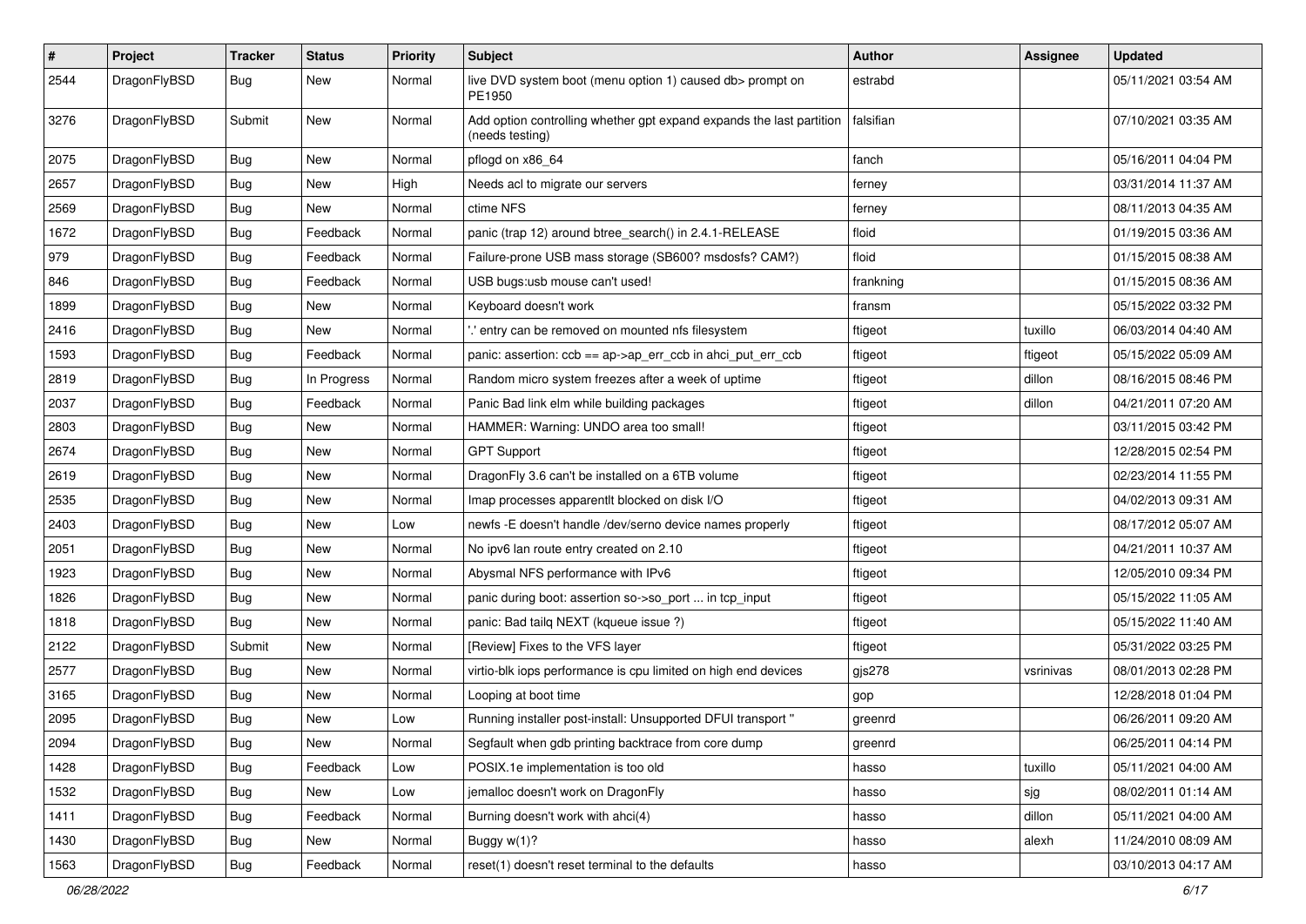| # | Project | Tracker | Status | Priority | Subject | Author | Assignee | Updated |
|---|---|---|---|---|---|---|---|---|
| 2544 | DragonFlyBSD | Bug | New | Normal | live DVD system boot (menu option 1) caused db> prompt on PE1950 | estrabd | | 05/11/2021 03:54 AM |
| 3276 | DragonFlyBSD | Submit | New | Normal | Add option controlling whether gpt expand expands the last partition (needs testing) | falsifian | | 07/10/2021 03:35 AM |
| 2075 | DragonFlyBSD | Bug | New | Normal | pflogd on x86_64 | fanch | | 05/16/2011 04:04 PM |
| 2657 | DragonFlyBSD | Bug | New | High | Needs acl to migrate our servers | ferney | | 03/31/2014 11:37 AM |
| 2569 | DragonFlyBSD | Bug | New | Normal | ctime NFS | ferney | | 08/11/2013 04:35 AM |
| 1672 | DragonFlyBSD | Bug | Feedback | Normal | panic (trap 12) around btree_search() in 2.4.1-RELEASE | floid | | 01/19/2015 03:36 AM |
| 979 | DragonFlyBSD | Bug | Feedback | Normal | Failure-prone USB mass storage (SB600? msdosfs? CAM?) | floid | | 01/15/2015 08:38 AM |
| 846 | DragonFlyBSD | Bug | Feedback | Normal | USB bugs:usb mouse can't used! | frankning | | 01/15/2015 08:36 AM |
| 1899 | DragonFlyBSD | Bug | New | Normal | Keyboard doesn't work | fransm | | 05/15/2022 03:32 PM |
| 2416 | DragonFlyBSD | Bug | New | Normal | '.' entry can be removed on mounted nfs filesystem | ftigeot | tuxillo | 06/03/2014 04:40 AM |
| 1593 | DragonFlyBSD | Bug | Feedback | Normal | panic: assertion: ccb == ap->ap_err_ccb in ahci_put_err_ccb | ftigeot | ftigeot | 05/15/2022 05:09 AM |
| 2819 | DragonFlyBSD | Bug | In Progress | Normal | Random micro system freezes after a week of uptime | ftigeot | dillon | 08/16/2015 08:46 PM |
| 2037 | DragonFlyBSD | Bug | Feedback | Normal | Panic Bad link elm while building packages | ftigeot | dillon | 04/21/2011 07:20 AM |
| 2803 | DragonFlyBSD | Bug | New | Normal | HAMMER: Warning: UNDO area too small! | ftigeot | | 03/11/2015 03:42 PM |
| 2674 | DragonFlyBSD | Bug | New | Normal | GPT Support | ftigeot | | 12/28/2015 02:54 PM |
| 2619 | DragonFlyBSD | Bug | New | Normal | DragonFly 3.6 can't be installed on a 6TB volume | ftigeot | | 02/23/2014 11:55 PM |
| 2535 | DragonFlyBSD | Bug | New | Normal | Imap processes apparentlt blocked on disk I/O | ftigeot | | 04/02/2013 09:31 AM |
| 2403 | DragonFlyBSD | Bug | New | Low | newfs -E doesn't handle /dev/serno device names properly | ftigeot | | 08/17/2012 05:07 AM |
| 2051 | DragonFlyBSD | Bug | New | Normal | No ipv6 lan route entry created on 2.10 | ftigeot | | 04/21/2011 10:37 AM |
| 1923 | DragonFlyBSD | Bug | New | Normal | Abysmal NFS performance with IPv6 | ftigeot | | 12/05/2010 09:34 PM |
| 1826 | DragonFlyBSD | Bug | New | Normal | panic during boot: assertion so->so_port ... in tcp_input | ftigeot | | 05/15/2022 11:05 AM |
| 1818 | DragonFlyBSD | Bug | New | Normal | panic: Bad tailq NEXT (kqueue issue ?) | ftigeot | | 05/15/2022 11:40 AM |
| 2122 | DragonFlyBSD | Submit | New | Normal | [Review] Fixes to the VFS layer | ftigeot | | 05/31/2022 03:25 PM |
| 2577 | DragonFlyBSD | Bug | New | Normal | virtio-blk iops performance is cpu limited on high end devices | gjs278 | vsrinivas | 08/01/2013 02:28 PM |
| 3165 | DragonFlyBSD | Bug | New | Normal | Looping at boot time | gop | | 12/28/2018 01:04 PM |
| 2095 | DragonFlyBSD | Bug | New | Low | Running installer post-install: Unsupported DFUI transport " | greenrd | | 06/26/2011 09:20 AM |
| 2094 | DragonFlyBSD | Bug | New | Normal | Segfault when gdb printing backtrace from core dump | greenrd | | 06/25/2011 04:14 PM |
| 1428 | DragonFlyBSD | Bug | Feedback | Low | POSIX.1e implementation is too old | hasso | tuxillo | 05/11/2021 04:00 AM |
| 1532 | DragonFlyBSD | Bug | New | Low | jemalloc doesn't work on DragonFly | hasso | sjg | 08/02/2011 01:14 AM |
| 1411 | DragonFlyBSD | Bug | Feedback | Normal | Burning doesn't work with ahci(4) | hasso | dillon | 05/11/2021 04:00 AM |
| 1430 | DragonFlyBSD | Bug | New | Normal | Buggy w(1)? | hasso | alexh | 11/24/2010 08:09 AM |
| 1563 | DragonFlyBSD | Bug | Feedback | Normal | reset(1) doesn't reset terminal to the defaults | hasso | | 03/10/2013 04:17 AM |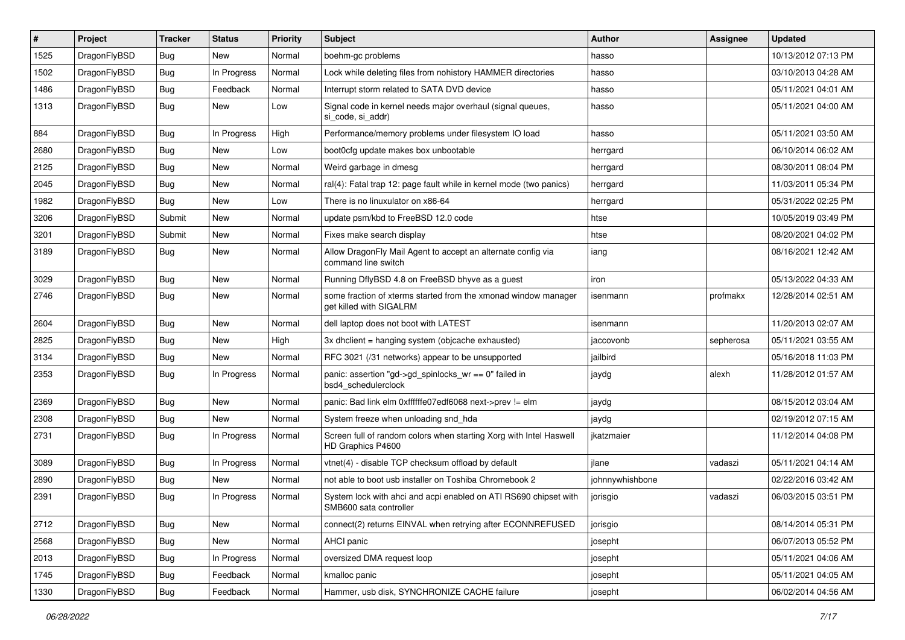| # | Project | Tracker | Status | Priority | Subject | Author | Assignee | Updated |
|---|---|---|---|---|---|---|---|---|
| 1525 | DragonFlyBSD | Bug | New | Normal | boehm-gc problems | hasso | | 10/13/2012 07:13 PM |
| 1502 | DragonFlyBSD | Bug | In Progress | Normal | Lock while deleting files from nohistory HAMMER directories | hasso | | 03/10/2013 04:28 AM |
| 1486 | DragonFlyBSD | Bug | Feedback | Normal | Interrupt storm related to SATA DVD device | hasso | | 05/11/2021 04:01 AM |
| 1313 | DragonFlyBSD | Bug | New | Low | Signal code in kernel needs major overhaul (signal queues, si_code, si_addr) | hasso | | 05/11/2021 04:00 AM |
| 884 | DragonFlyBSD | Bug | In Progress | High | Performance/memory problems under filesystem IO load | hasso | | 05/11/2021 03:50 AM |
| 2680 | DragonFlyBSD | Bug | New | Low | boot0cfg update makes box unbootable | herrgard | | 06/10/2014 06:02 AM |
| 2125 | DragonFlyBSD | Bug | New | Normal | Weird garbage in dmesg | herrgard | | 08/30/2011 08:04 PM |
| 2045 | DragonFlyBSD | Bug | New | Normal | ral(4): Fatal trap 12: page fault while in kernel mode (two panics) | herrgard | | 11/03/2011 05:34 PM |
| 1982 | DragonFlyBSD | Bug | New | Low | There is no linuxulator on x86-64 | herrgard | | 05/31/2022 02:25 PM |
| 3206 | DragonFlyBSD | Submit | New | Normal | update psm/kbd to FreeBSD 12.0 code | htse | | 10/05/2019 03:49 PM |
| 3201 | DragonFlyBSD | Submit | New | Normal | Fixes make search display | htse | | 08/20/2021 04:02 PM |
| 3189 | DragonFlyBSD | Bug | New | Normal | Allow DragonFly Mail Agent to accept an alternate config via command line switch | iang | | 08/16/2021 12:42 AM |
| 3029 | DragonFlyBSD | Bug | New | Normal | Running DflyBSD 4.8 on FreeBSD bhyve as a guest | iron | | 05/13/2022 04:33 AM |
| 2746 | DragonFlyBSD | Bug | New | Normal | some fraction of xterms started from the xmonad window manager get killed with SIGALRM | isenmann | profmakx | 12/28/2014 02:51 AM |
| 2604 | DragonFlyBSD | Bug | New | Normal | dell laptop does not boot with LATEST | isenmann | | 11/20/2013 02:07 AM |
| 2825 | DragonFlyBSD | Bug | New | High | 3x dhclient = hanging system (objcache exhausted) | jaccovonb | sepherosa | 05/11/2021 03:55 AM |
| 3134 | DragonFlyBSD | Bug | New | Normal | RFC 3021 (/31 networks) appear to be unsupported | jailbird | | 05/16/2018 11:03 PM |
| 2353 | DragonFlyBSD | Bug | In Progress | Normal | panic: assertion "gd->gd_spinlocks_wr == 0" failed in bsd4_schedulerclock | jaydg | alexh | 11/28/2012 01:57 AM |
| 2369 | DragonFlyBSD | Bug | New | Normal | panic: Bad link elm 0xffffffe07edf6068 next->prev != elm | jaydg | | 08/15/2012 03:04 AM |
| 2308 | DragonFlyBSD | Bug | New | Normal | System freeze when unloading snd_hda | jaydg | | 02/19/2012 07:15 AM |
| 2731 | DragonFlyBSD | Bug | In Progress | Normal | Screen full of random colors when starting Xorg with Intel Haswell HD Graphics P4600 | jkatzmaier | | 11/12/2014 04:08 PM |
| 3089 | DragonFlyBSD | Bug | In Progress | Normal | vtnet(4) - disable TCP checksum offload by default | jlane | vadaszi | 05/11/2021 04:14 AM |
| 2890 | DragonFlyBSD | Bug | New | Normal | not able to boot usb installer on Toshiba Chromebook 2 | johnnywhishbone | | 02/22/2016 03:42 AM |
| 2391 | DragonFlyBSD | Bug | In Progress | Normal | System lock with ahci and acpi enabled on ATI RS690 chipset with SMB600 sata controller | jorisgio | vadaszi | 06/03/2015 03:51 PM |
| 2712 | DragonFlyBSD | Bug | New | Normal | connect(2) returns EINVAL when retrying after ECONNREFUSED | jorisgio | | 08/14/2014 05:31 PM |
| 2568 | DragonFlyBSD | Bug | New | Normal | AHCI panic | josepht | | 06/07/2013 05:52 PM |
| 2013 | DragonFlyBSD | Bug | In Progress | Normal | oversized DMA request loop | josepht | | 05/11/2021 04:06 AM |
| 1745 | DragonFlyBSD | Bug | Feedback | Normal | kmalloc panic | josepht | | 05/11/2021 04:05 AM |
| 1330 | DragonFlyBSD | Bug | Feedback | Normal | Hammer, usb disk, SYNCHRONIZE CACHE failure | josepht | | 06/02/2014 04:56 AM |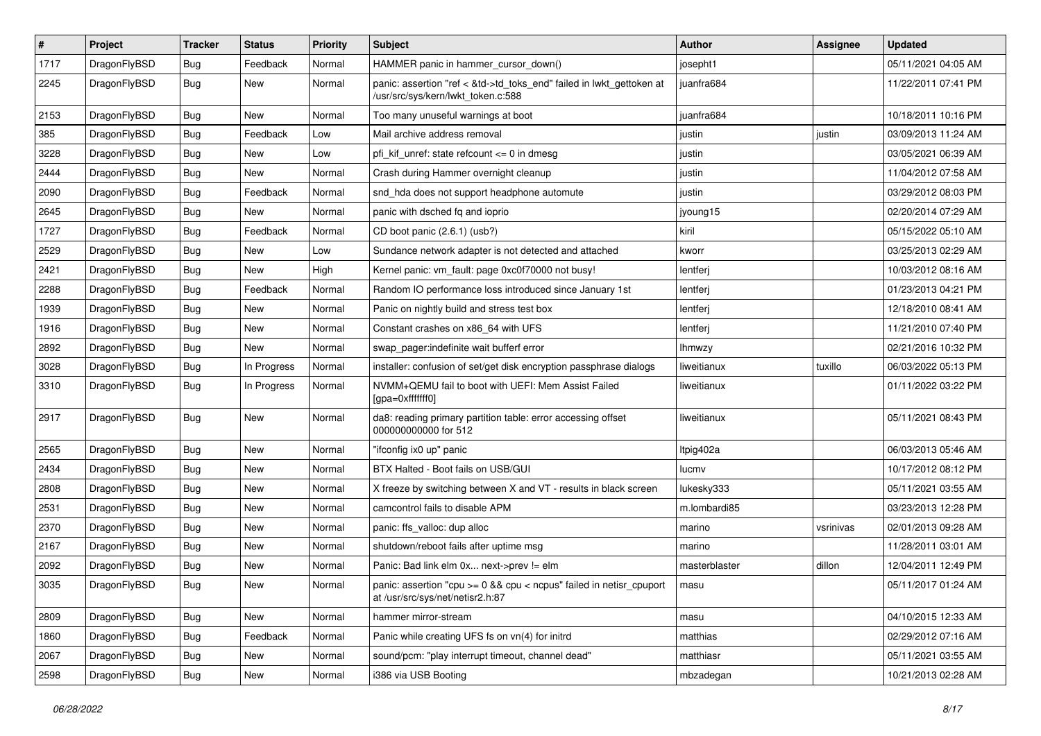| # | Project | Tracker | Status | Priority | Subject | Author | Assignee | Updated |
|---|---|---|---|---|---|---|---|---|
| 1717 | DragonFlyBSD | Bug | Feedback | Normal | HAMMER panic in hammer_cursor_down() | josepht1 | | 05/11/2021 04:05 AM |
| 2245 | DragonFlyBSD | Bug | New | Normal | panic: assertion "ref < &td->td_toks_end" failed in lwkt_gettoken at /usr/src/sys/kern/lwkt_token.c:588 | juanfra684 | | 11/22/2011 07:41 PM |
| 2153 | DragonFlyBSD | Bug | New | Normal | Too many unuseful warnings at boot | juanfra684 | | 10/18/2011 10:16 PM |
| 385 | DragonFlyBSD | Bug | Feedback | Low | Mail archive address removal | justin | justin | 03/09/2013 11:24 AM |
| 3228 | DragonFlyBSD | Bug | New | Low | pfi_kif_unref: state refcount <= 0 in dmesg | justin | | 03/05/2021 06:39 AM |
| 2444 | DragonFlyBSD | Bug | New | Normal | Crash during Hammer overnight cleanup | justin | | 11/04/2012 07:58 AM |
| 2090 | DragonFlyBSD | Bug | Feedback | Normal | snd_hda does not support headphone automute | justin | | 03/29/2012 08:03 PM |
| 2645 | DragonFlyBSD | Bug | New | Normal | panic with dsched fq and ioprio | jyoung15 | | 02/20/2014 07:29 AM |
| 1727 | DragonFlyBSD | Bug | Feedback | Normal | CD boot panic (2.6.1) (usb?) | kiril | | 05/15/2022 05:10 AM |
| 2529 | DragonFlyBSD | Bug | New | Low | Sundance network adapter is not detected and attached | kworr | | 03/25/2013 02:29 AM |
| 2421 | DragonFlyBSD | Bug | New | High | Kernel panic: vm_fault: page 0xc0f70000 not busy! | lentferj | | 10/03/2012 08:16 AM |
| 2288 | DragonFlyBSD | Bug | Feedback | Normal | Random IO performance loss introduced since January 1st | lentferj | | 01/23/2013 04:21 PM |
| 1939 | DragonFlyBSD | Bug | New | Normal | Panic on nightly build and stress test box | lentferj | | 12/18/2010 08:41 AM |
| 1916 | DragonFlyBSD | Bug | New | Normal | Constant crashes on x86_64 with UFS | lentferj | | 11/21/2010 07:40 PM |
| 2892 | DragonFlyBSD | Bug | New | Normal | swap_pager:indefinite wait bufferf error | lhmwzy | | 02/21/2016 10:32 PM |
| 3028 | DragonFlyBSD | Bug | In Progress | Normal | installer: confusion of set/get disk encryption passphrase dialogs | liweitianux | tuxillo | 06/03/2022 05:13 PM |
| 3310 | DragonFlyBSD | Bug | In Progress | Normal | NVMM+QEMU fail to boot with UEFI: Mem Assist Failed [gpa=0xfffffff0] | liweitianux | | 01/11/2022 03:22 PM |
| 2917 | DragonFlyBSD | Bug | New | Normal | da8: reading primary partition table: error accessing offset 000000000000 for 512 | liweitianux | | 05/11/2021 08:43 PM |
| 2565 | DragonFlyBSD | Bug | New | Normal | "ifconfig ix0 up" panic | ltpig402a | | 06/03/2013 05:46 AM |
| 2434 | DragonFlyBSD | Bug | New | Normal | BTX Halted - Boot fails on USB/GUI | lucmv | | 10/17/2012 08:12 PM |
| 2808 | DragonFlyBSD | Bug | New | Normal | X freeze by switching between X and VT - results in black screen | lukesky333 | | 05/11/2021 03:55 AM |
| 2531 | DragonFlyBSD | Bug | New | Normal | camcontrol fails to disable APM | m.lombardi85 | | 03/23/2013 12:28 PM |
| 2370 | DragonFlyBSD | Bug | New | Normal | panic: ffs_valloc: dup alloc | marino | vsrinivas | 02/01/2013 09:28 AM |
| 2167 | DragonFlyBSD | Bug | New | Normal | shutdown/reboot fails after uptime msg | marino | | 11/28/2011 03:01 AM |
| 2092 | DragonFlyBSD | Bug | New | Normal | Panic: Bad link elm 0x... next->prev != elm | masterblaster | dillon | 12/04/2011 12:49 PM |
| 3035 | DragonFlyBSD | Bug | New | Normal | panic: assertion "cpu >= 0 && cpu < ncpus" failed in netisr_cpuport at /usr/src/sys/net/netisr2.h:87 | masu | | 05/11/2017 01:24 AM |
| 2809 | DragonFlyBSD | Bug | New | Normal | hammer mirror-stream | masu | | 04/10/2015 12:33 AM |
| 1860 | DragonFlyBSD | Bug | Feedback | Normal | Panic while creating UFS fs on vn(4) for initrd | matthias | | 02/29/2012 07:16 AM |
| 2067 | DragonFlyBSD | Bug | New | Normal | sound/pcm: "play interrupt timeout, channel dead" | matthiasr | | 05/11/2021 03:55 AM |
| 2598 | DragonFlyBSD | Bug | New | Normal | i386 via USB Booting | mbzadegan | | 10/21/2013 02:28 AM |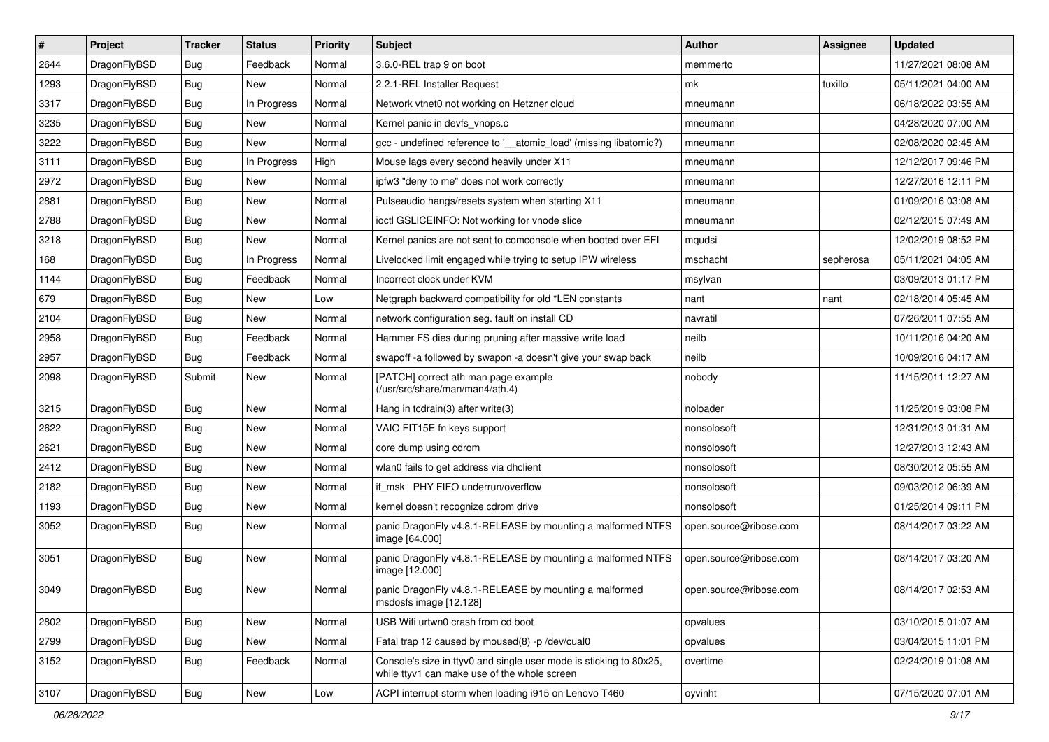| # | Project | Tracker | Status | Priority | Subject | Author | Assignee | Updated |
| --- | --- | --- | --- | --- | --- | --- | --- | --- |
| 2644 | DragonFlyBSD | Bug | Feedback | Normal | 3.6.0-REL trap 9 on boot | memmerto | | 11/27/2021 08:08 AM |
| 1293 | DragonFlyBSD | Bug | New | Normal | 2.2.1-REL Installer Request | mk | tuxillo | 05/11/2021 04:00 AM |
| 3317 | DragonFlyBSD | Bug | In Progress | Normal | Network vtnet0 not working on Hetzner cloud | mneumann | | 06/18/2022 03:55 AM |
| 3235 | DragonFlyBSD | Bug | New | Normal | Kernel panic in devfs_vnops.c | mneumann | | 04/28/2020 07:00 AM |
| 3222 | DragonFlyBSD | Bug | New | Normal | gcc - undefined reference to '__atomic_load' (missing libatomic?) | mneumann | | 02/08/2020 02:45 AM |
| 3111 | DragonFlyBSD | Bug | In Progress | High | Mouse lags every second heavily under X11 | mneumann | | 12/12/2017 09:46 PM |
| 2972 | DragonFlyBSD | Bug | New | Normal | ipfw3 "deny to me" does not work correctly | mneumann | | 12/27/2016 12:11 PM |
| 2881 | DragonFlyBSD | Bug | New | Normal | Pulseaudio hangs/resets system when starting X11 | mneumann | | 01/09/2016 03:08 AM |
| 2788 | DragonFlyBSD | Bug | New | Normal | ioctl GSLICEINFO: Not working for vnode slice | mneumann | | 02/12/2015 07:49 AM |
| 3218 | DragonFlyBSD | Bug | New | Normal | Kernel panics are not sent to comconsole when booted over EFI | mqudsi | | 12/02/2019 08:52 PM |
| 168 | DragonFlyBSD | Bug | In Progress | Normal | Livelocked limit engaged while trying to setup IPW wireless | mschacht | sepherosa | 05/11/2021 04:05 AM |
| 1144 | DragonFlyBSD | Bug | Feedback | Normal | Incorrect clock under KVM | msylvan | | 03/09/2013 01:17 PM |
| 679 | DragonFlyBSD | Bug | New | Low | Netgraph backward compatibility for old *LEN constants | nant | nant | 02/18/2014 05:45 AM |
| 2104 | DragonFlyBSD | Bug | New | Normal | network configuration seg. fault on install CD | navratil | | 07/26/2011 07:55 AM |
| 2958 | DragonFlyBSD | Bug | Feedback | Normal | Hammer FS dies during pruning after massive write load | neilb | | 10/11/2016 04:20 AM |
| 2957 | DragonFlyBSD | Bug | Feedback | Normal | swapoff -a followed by swapon -a doesn't give your swap back | neilb | | 10/09/2016 04:17 AM |
| 2098 | DragonFlyBSD | Submit | New | Normal | [PATCH] correct ath man page example (/usr/src/share/man/man4/ath.4) | nobody | | 11/15/2011 12:27 AM |
| 3215 | DragonFlyBSD | Bug | New | Normal | Hang in tcdrain(3) after write(3) | noloader | | 11/25/2019 03:08 PM |
| 2622 | DragonFlyBSD | Bug | New | Normal | VAIO FIT15E fn keys support | nonsolosoft | | 12/31/2013 01:31 AM |
| 2621 | DragonFlyBSD | Bug | New | Normal | core dump using cdrom | nonsolosoft | | 12/27/2013 12:43 AM |
| 2412 | DragonFlyBSD | Bug | New | Normal | wlan0 fails to get address via dhclient | nonsolosoft | | 08/30/2012 05:55 AM |
| 2182 | DragonFlyBSD | Bug | New | Normal | if_msk PHY FIFO underrun/overflow | nonsolosoft | | 09/03/2012 06:39 AM |
| 1193 | DragonFlyBSD | Bug | New | Normal | kernel doesn't recognize cdrom drive | nonsolosoft | | 01/25/2014 09:11 PM |
| 3052 | DragonFlyBSD | Bug | New | Normal | panic DragonFly v4.8.1-RELEASE by mounting a malformed NTFS image [64.000] | open.source@ribose.com | | 08/14/2017 03:22 AM |
| 3051 | DragonFlyBSD | Bug | New | Normal | panic DragonFly v4.8.1-RELEASE by mounting a malformed NTFS image [12.000] | open.source@ribose.com | | 08/14/2017 03:20 AM |
| 3049 | DragonFlyBSD | Bug | New | Normal | panic DragonFly v4.8.1-RELEASE by mounting a malformed msdosfs image [12.128] | open.source@ribose.com | | 08/14/2017 02:53 AM |
| 2802 | DragonFlyBSD | Bug | New | Normal | USB Wifi urtwn0 crash from cd boot | opvalues | | 03/10/2015 01:07 AM |
| 2799 | DragonFlyBSD | Bug | New | Normal | Fatal trap 12 caused by moused(8) -p /dev/cual0 | opvalues | | 03/04/2015 11:01 PM |
| 3152 | DragonFlyBSD | Bug | Feedback | Normal | Console's size in ttyv0 and single user mode is sticking to 80x25, while ttyv1 can make use of the whole screen | overtime | | 02/24/2019 01:08 AM |
| 3107 | DragonFlyBSD | Bug | New | Low | ACPI interrupt storm when loading i915 on Lenovo T460 | oyvinht | | 07/15/2020 07:01 AM |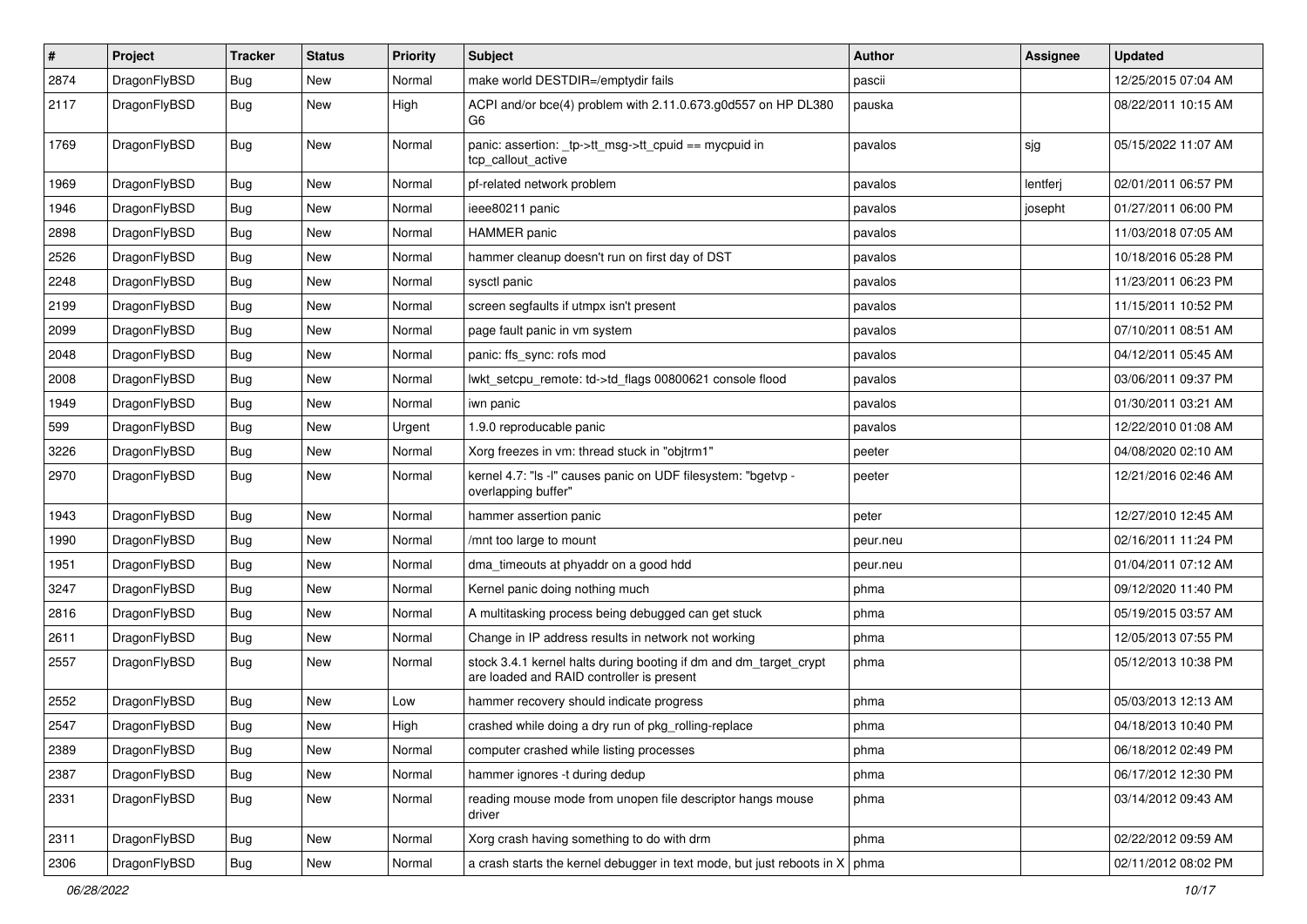| # | Project | Tracker | Status | Priority | Subject | Author | Assignee | Updated |
|---|---|---|---|---|---|---|---|---|
| 2874 | DragonFlyBSD | Bug | New | Normal | make world DESTDIR=/emptydir fails | pascii | | 12/25/2015 07:04 AM |
| 2117 | DragonFlyBSD | Bug | New | High | ACPI and/or bce(4) problem with 2.11.0.673.g0d557 on HP DL380 G6 | pauska | | 08/22/2011 10:15 AM |
| 1769 | DragonFlyBSD | Bug | New | Normal | panic: assertion: _tp->tt_msg->tt_cpuid == mycpuid in tcp_callout_active | pavalos | sjg | 05/15/2022 11:07 AM |
| 1969 | DragonFlyBSD | Bug | New | Normal | pf-related network problem | pavalos | lentferj | 02/01/2011 06:57 PM |
| 1946 | DragonFlyBSD | Bug | New | Normal | ieee80211 panic | pavalos | josepht | 01/27/2011 06:00 PM |
| 2898 | DragonFlyBSD | Bug | New | Normal | HAMMER panic | pavalos | | 11/03/2018 07:05 AM |
| 2526 | DragonFlyBSD | Bug | New | Normal | hammer cleanup doesn't run on first day of DST | pavalos | | 10/18/2016 05:28 PM |
| 2248 | DragonFlyBSD | Bug | New | Normal | sysctl panic | pavalos | | 11/23/2011 06:23 PM |
| 2199 | DragonFlyBSD | Bug | New | Normal | screen segfaults if utmpx isn't present | pavalos | | 11/15/2011 10:52 PM |
| 2099 | DragonFlyBSD | Bug | New | Normal | page fault panic in vm system | pavalos | | 07/10/2011 08:51 AM |
| 2048 | DragonFlyBSD | Bug | New | Normal | panic: ffs_sync: rofs mod | pavalos | | 04/12/2011 05:45 AM |
| 2008 | DragonFlyBSD | Bug | New | Normal | lwkt_setcpu_remote: td->td_flags 00800621 console flood | pavalos | | 03/06/2011 09:37 PM |
| 1949 | DragonFlyBSD | Bug | New | Normal | iwn panic | pavalos | | 01/30/2011 03:21 AM |
| 599 | DragonFlyBSD | Bug | New | Urgent | 1.9.0 reproducable panic | pavalos | | 12/22/2010 01:08 AM |
| 3226 | DragonFlyBSD | Bug | New | Normal | Xorg freezes in vm: thread stuck in "objtrm1" | peeter | | 04/08/2020 02:10 AM |
| 2970 | DragonFlyBSD | Bug | New | Normal | kernel 4.7: "ls -l" causes panic on UDF filesystem: "bgetvp - overlapping buffer" | peeter | | 12/21/2016 02:46 AM |
| 1943 | DragonFlyBSD | Bug | New | Normal | hammer assertion panic | peter | | 12/27/2010 12:45 AM |
| 1990 | DragonFlyBSD | Bug | New | Normal | /mnt too large to mount | peur.neu | | 02/16/2011 11:24 PM |
| 1951 | DragonFlyBSD | Bug | New | Normal | dma_timeouts at phyaddr on a good hdd | peur.neu | | 01/04/2011 07:12 AM |
| 3247 | DragonFlyBSD | Bug | New | Normal | Kernel panic doing nothing much | phma | | 09/12/2020 11:40 PM |
| 2816 | DragonFlyBSD | Bug | New | Normal | A multitasking process being debugged can get stuck | phma | | 05/19/2015 03:57 AM |
| 2611 | DragonFlyBSD | Bug | New | Normal | Change in IP address results in network not working | phma | | 12/05/2013 07:55 PM |
| 2557 | DragonFlyBSD | Bug | New | Normal | stock 3.4.1 kernel halts during booting if dm and dm_target_crypt are loaded and RAID controller is present | phma | | 05/12/2013 10:38 PM |
| 2552 | DragonFlyBSD | Bug | New | Low | hammer recovery should indicate progress | phma | | 05/03/2013 12:13 AM |
| 2547 | DragonFlyBSD | Bug | New | High | crashed while doing a dry run of pkg_rolling-replace | phma | | 04/18/2013 10:40 PM |
| 2389 | DragonFlyBSD | Bug | New | Normal | computer crashed while listing processes | phma | | 06/18/2012 02:49 PM |
| 2387 | DragonFlyBSD | Bug | New | Normal | hammer ignores -t during dedup | phma | | 06/17/2012 12:30 PM |
| 2331 | DragonFlyBSD | Bug | New | Normal | reading mouse mode from unopen file descriptor hangs mouse driver | phma | | 03/14/2012 09:43 AM |
| 2311 | DragonFlyBSD | Bug | New | Normal | Xorg crash having something to do with drm | phma | | 02/22/2012 09:59 AM |
| 2306 | DragonFlyBSD | Bug | New | Normal | a crash starts the kernel debugger in text mode, but just reboots in X | phma | | 02/11/2012 08:02 PM |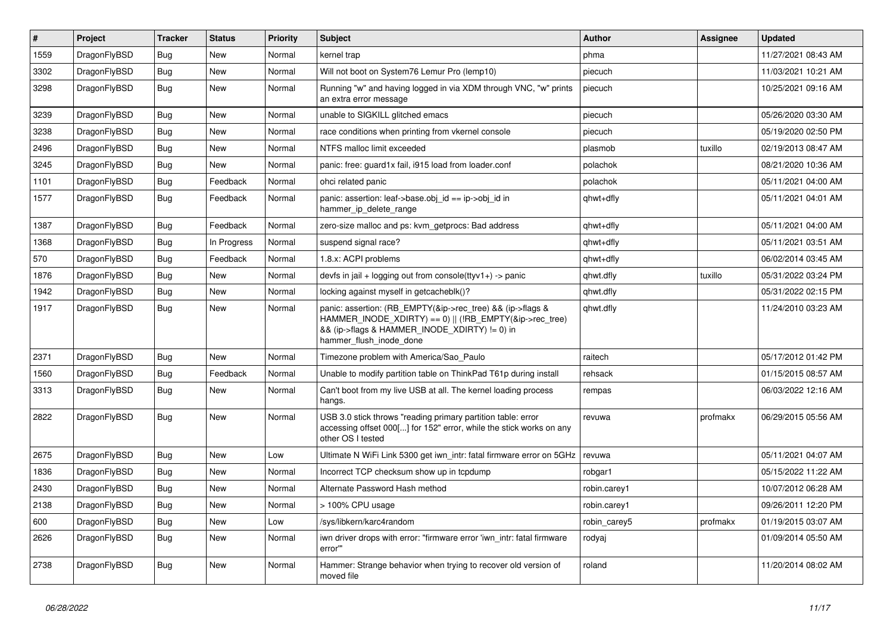| # | Project | Tracker | Status | Priority | Subject | Author | Assignee | Updated |
|---|---|---|---|---|---|---|---|---|
| 1559 | DragonFlyBSD | Bug | New | Normal | kernel trap | phma | | 11/27/2021 08:43 AM |
| 3302 | DragonFlyBSD | Bug | New | Normal | Will not boot on System76 Lemur Pro (lemp10) | piecuch | | 11/03/2021 10:21 AM |
| 3298 | DragonFlyBSD | Bug | New | Normal | Running "w" and having logged in via XDM through VNC, "w" prints an extra error message | piecuch | | 10/25/2021 09:16 AM |
| 3239 | DragonFlyBSD | Bug | New | Normal | unable to SIGKILL glitched emacs | piecuch | | 05/26/2020 03:30 AM |
| 3238 | DragonFlyBSD | Bug | New | Normal | race conditions when printing from vkernel console | piecuch | | 05/19/2020 02:50 PM |
| 2496 | DragonFlyBSD | Bug | New | Normal | NTFS malloc limit exceeded | plasmob | tuxillo | 02/19/2013 08:47 AM |
| 3245 | DragonFlyBSD | Bug | New | Normal | panic: free: guard1x fail, i915 load from loader.conf | polachok | | 08/21/2020 10:36 AM |
| 1101 | DragonFlyBSD | Bug | Feedback | Normal | ohci related panic | polachok | | 05/11/2021 04:00 AM |
| 1577 | DragonFlyBSD | Bug | Feedback | Normal | panic: assertion: leaf->base.obj_id == ip->obj_id in hammer_ip_delete_range | qhwt+dfly | | 05/11/2021 04:01 AM |
| 1387 | DragonFlyBSD | Bug | Feedback | Normal | zero-size malloc and ps: kvm_getprocs: Bad address | qhwt+dfly | | 05/11/2021 04:00 AM |
| 1368 | DragonFlyBSD | Bug | In Progress | Normal | suspend signal race? | qhwt+dfly | | 05/11/2021 03:51 AM |
| 570 | DragonFlyBSD | Bug | Feedback | Normal | 1.8.x: ACPI problems | qhwt+dfly | | 06/02/2014 03:45 AM |
| 1876 | DragonFlyBSD | Bug | New | Normal | devfs in jail + logging out from console(ttyv1+) -> panic | qhwt.dfly | tuxillo | 05/31/2022 03:24 PM |
| 1942 | DragonFlyBSD | Bug | New | Normal | locking against myself in getcacheblk()? | qhwt.dfly | | 05/31/2022 02:15 PM |
| 1917 | DragonFlyBSD | Bug | New | Normal | panic: assertion: (RB_EMPTY(&ip->rec_tree) && (ip->flags & HAMMER_INODE_XDIRTY) == 0) \|\| (!RB_EMPTY(&ip->rec_tree) && (ip->flags & HAMMER_INODE_XDIRTY) != 0) in hammer_flush_inode_done | qhwt.dfly | | 11/24/2010 03:23 AM |
| 2371 | DragonFlyBSD | Bug | New | Normal | Timezone problem with America/Sao_Paulo | raitech | | 05/17/2012 01:42 PM |
| 1560 | DragonFlyBSD | Bug | Feedback | Normal | Unable to modify partition table on ThinkPad T61p during install | rehsack | | 01/15/2015 08:57 AM |
| 3313 | DragonFlyBSD | Bug | New | Normal | Can't boot from my live USB at all. The kernel loading process hangs. | rempas | | 06/03/2022 12:16 AM |
| 2822 | DragonFlyBSD | Bug | New | Normal | USB 3.0 stick throws "reading primary partition table: error accessing offset 000[...] for 152" error, while the stick works on any other OS I tested | revuwa | profmakx | 06/29/2015 05:56 AM |
| 2675 | DragonFlyBSD | Bug | New | Low | Ultimate N WiFi Link 5300 get iwn_intr: fatal firmware error on 5GHz | revuwa | | 05/11/2021 04:07 AM |
| 1836 | DragonFlyBSD | Bug | New | Normal | Incorrect TCP checksum show up in tcpdump | robgar1 | | 05/15/2022 11:22 AM |
| 2430 | DragonFlyBSD | Bug | New | Normal | Alternate Password Hash method | robin.carey1 | | 10/07/2012 06:28 AM |
| 2138 | DragonFlyBSD | Bug | New | Normal | > 100% CPU usage | robin.carey1 | | 09/26/2011 12:20 PM |
| 600 | DragonFlyBSD | Bug | New | Low | /sys/libkern/karc4random | robin_carey5 | profmakx | 01/19/2015 03:07 AM |
| 2626 | DragonFlyBSD | Bug | New | Normal | iwn driver drops with error: "firmware error 'iwn_intr: fatal firmware error'" | rodyaj | | 01/09/2014 05:50 AM |
| 2738 | DragonFlyBSD | Bug | New | Normal | Hammer: Strange behavior when trying to recover old version of moved file | roland | | 11/20/2014 08:02 AM |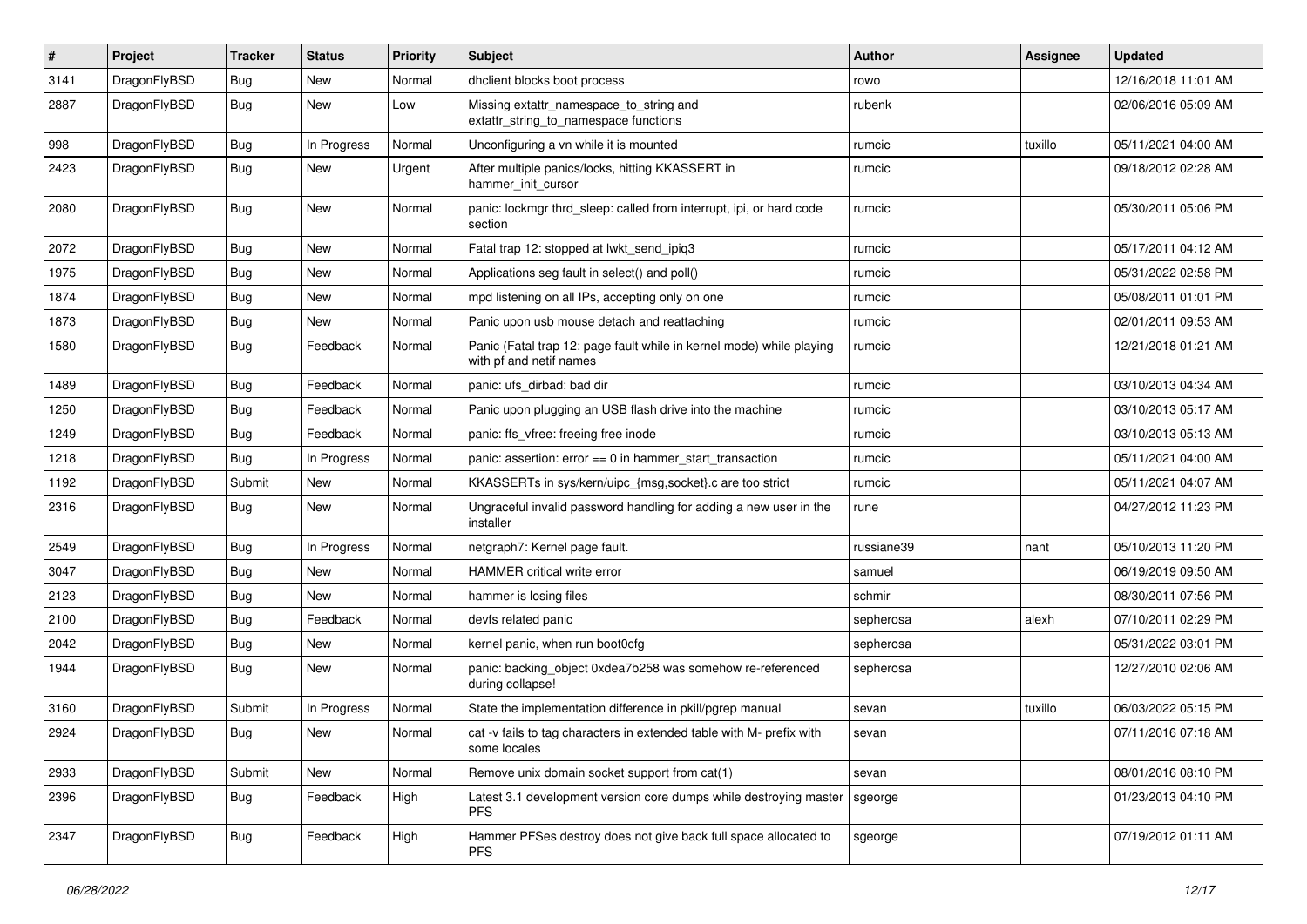| # | Project | Tracker | Status | Priority | Subject | Author | Assignee | Updated |
|---|---|---|---|---|---|---|---|---|
| 3141 | DragonFlyBSD | Bug | New | Normal | dhclient blocks boot process | rowo | | 12/16/2018 11:01 AM |
| 2887 | DragonFlyBSD | Bug | New | Low | Missing extattr_namespace_to_string and extattr_string_to_namespace functions | rubenk | | 02/06/2016 05:09 AM |
| 998 | DragonFlyBSD | Bug | In Progress | Normal | Unconfiguring a vn while it is mounted | rumcic | tuxillo | 05/11/2021 04:00 AM |
| 2423 | DragonFlyBSD | Bug | New | Urgent | After multiple panics/locks, hitting KKASSERT in hammer_init_cursor | rumcic | | 09/18/2012 02:28 AM |
| 2080 | DragonFlyBSD | Bug | New | Normal | panic: lockmgr thrd_sleep: called from interrupt, ipi, or hard code section | rumcic | | 05/30/2011 05:06 PM |
| 2072 | DragonFlyBSD | Bug | New | Normal | Fatal trap 12: stopped at lwkt_send_ipiq3 | rumcic | | 05/17/2011 04:12 AM |
| 1975 | DragonFlyBSD | Bug | New | Normal | Applications seg fault in select() and poll() | rumcic | | 05/31/2022 02:58 PM |
| 1874 | DragonFlyBSD | Bug | New | Normal | mpd listening on all IPs, accepting only on one | rumcic | | 05/08/2011 01:01 PM |
| 1873 | DragonFlyBSD | Bug | New | Normal | Panic upon usb mouse detach and reattaching | rumcic | | 02/01/2011 09:53 AM |
| 1580 | DragonFlyBSD | Bug | Feedback | Normal | Panic (Fatal trap 12: page fault while in kernel mode) while playing with pf and netif names | rumcic | | 12/21/2018 01:21 AM |
| 1489 | DragonFlyBSD | Bug | Feedback | Normal | panic: ufs_dirbad: bad dir | rumcic | | 03/10/2013 04:34 AM |
| 1250 | DragonFlyBSD | Bug | Feedback | Normal | Panic upon plugging an USB flash drive into the machine | rumcic | | 03/10/2013 05:17 AM |
| 1249 | DragonFlyBSD | Bug | Feedback | Normal | panic: ffs_vfree: freeing free inode | rumcic | | 03/10/2013 05:13 AM |
| 1218 | DragonFlyBSD | Bug | In Progress | Normal | panic: assertion: error == 0 in hammer_start_transaction | rumcic | | 05/11/2021 04:00 AM |
| 1192 | DragonFlyBSD | Submit | New | Normal | KKASSERTs in sys/kern/uipc_{msg,socket}.c are too strict | rumcic | | 05/11/2021 04:07 AM |
| 2316 | DragonFlyBSD | Bug | New | Normal | Ungraceful invalid password handling for adding a new user in the installer | rune | | 04/27/2012 11:23 PM |
| 2549 | DragonFlyBSD | Bug | In Progress | Normal | netgraph7: Kernel page fault. | russiane39 | nant | 05/10/2013 11:20 PM |
| 3047 | DragonFlyBSD | Bug | New | Normal | HAMMER critical write error | samuel | | 06/19/2019 09:50 AM |
| 2123 | DragonFlyBSD | Bug | New | Normal | hammer is losing files | schmir | | 08/30/2011 07:56 PM |
| 2100 | DragonFlyBSD | Bug | Feedback | Normal | devfs related panic | sepherosa | alexh | 07/10/2011 02:29 PM |
| 2042 | DragonFlyBSD | Bug | New | Normal | kernel panic, when run boot0cfg | sepherosa | | 05/31/2022 03:01 PM |
| 1944 | DragonFlyBSD | Bug | New | Normal | panic: backing_object 0xdea7b258 was somehow re-referenced during collapse! | sepherosa | | 12/27/2010 02:06 AM |
| 3160 | DragonFlyBSD | Submit | In Progress | Normal | State the implementation difference in pkill/pgrep manual | sevan | tuxillo | 06/03/2022 05:15 PM |
| 2924 | DragonFlyBSD | Bug | New | Normal | cat -v fails to tag characters in extended table with M- prefix with some locales | sevan | | 07/11/2016 07:18 AM |
| 2933 | DragonFlyBSD | Submit | New | Normal | Remove unix domain socket support from cat(1) | sevan | | 08/01/2016 08:10 PM |
| 2396 | DragonFlyBSD | Bug | Feedback | High | Latest 3.1 development version core dumps while destroying master PFS | sgeorge | | 01/23/2013 04:10 PM |
| 2347 | DragonFlyBSD | Bug | Feedback | High | Hammer PFSes destroy does not give back full space allocated to PFS | sgeorge | | 07/19/2012 01:11 AM |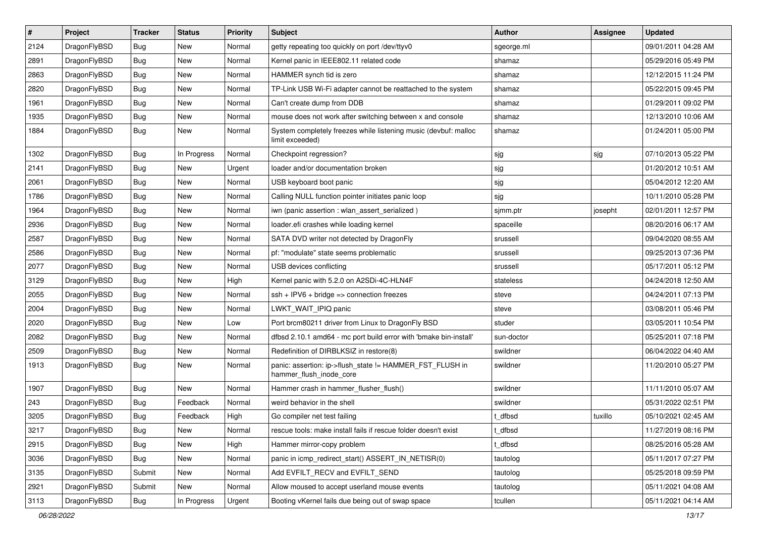| # | Project | Tracker | Status | Priority | Subject | Author | Assignee | Updated |
|---|---|---|---|---|---|---|---|---|
| 2124 | DragonFlyBSD | Bug | New | Normal | getty repeating too quickly on port /dev/ttyv0 | sgeorge.ml | | 09/01/2011 04:28 AM |
| 2891 | DragonFlyBSD | Bug | New | Normal | Kernel panic in IEEE802.11 related code | shamaz | | 05/29/2016 05:49 PM |
| 2863 | DragonFlyBSD | Bug | New | Normal | HAMMER synch tid is zero | shamaz | | 12/12/2015 11:24 PM |
| 2820 | DragonFlyBSD | Bug | New | Normal | TP-Link USB Wi-Fi adapter cannot be reattached to the system | shamaz | | 05/22/2015 09:45 PM |
| 1961 | DragonFlyBSD | Bug | New | Normal | Can't create dump from DDB | shamaz | | 01/29/2011 09:02 PM |
| 1935 | DragonFlyBSD | Bug | New | Normal | mouse does not work after switching between x and console | shamaz | | 12/13/2010 10:06 AM |
| 1884 | DragonFlyBSD | Bug | New | Normal | System completely freezes while listening music (devbuf: malloc limit exceeded) | shamaz | | 01/24/2011 05:00 PM |
| 1302 | DragonFlyBSD | Bug | In Progress | Normal | Checkpoint regression? | sjg | sjg | 07/10/2013 05:22 PM |
| 2141 | DragonFlyBSD | Bug | New | Urgent | loader and/or documentation broken | sjg | | 01/20/2012 10:51 AM |
| 2061 | DragonFlyBSD | Bug | New | Normal | USB keyboard boot panic | sjg | | 05/04/2012 12:20 AM |
| 1786 | DragonFlyBSD | Bug | New | Normal | Calling NULL function pointer initiates panic loop | sjg | | 10/11/2010 05:28 PM |
| 1964 | DragonFlyBSD | Bug | New | Normal | iwn (panic assertion : wlan_assert_serialized ) | sjmm.ptr | josepht | 02/01/2011 12:57 PM |
| 2936 | DragonFlyBSD | Bug | New | Normal | loader.efi crashes while loading kernel | spaceille | | 08/20/2016 06:17 AM |
| 2587 | DragonFlyBSD | Bug | New | Normal | SATA DVD writer not detected by DragonFly | srussell | | 09/04/2020 08:55 AM |
| 2586 | DragonFlyBSD | Bug | New | Normal | pf: "modulate" state seems problematic | srussell | | 09/25/2013 07:36 PM |
| 2077 | DragonFlyBSD | Bug | New | Normal | USB devices conflicting | srussell | | 05/17/2011 05:12 PM |
| 3129 | DragonFlyBSD | Bug | New | High | Kernel panic with 5.2.0 on A2SDi-4C-HLN4F | stateless | | 04/24/2018 12:50 AM |
| 2055 | DragonFlyBSD | Bug | New | Normal | ssh + IPV6 + bridge => connection freezes | steve | | 04/24/2011 07:13 PM |
| 2004 | DragonFlyBSD | Bug | New | Normal | LWKT_WAIT_IPIQ panic | steve | | 03/08/2011 05:46 PM |
| 2020 | DragonFlyBSD | Bug | New | Low | Port brcm80211 driver from Linux to DragonFly BSD | studer | | 03/05/2011 10:54 PM |
| 2082 | DragonFlyBSD | Bug | New | Normal | dfbsd 2.10.1 amd64 - mc port build error with 'bmake bin-install' | sun-doctor | | 05/25/2011 07:18 PM |
| 2509 | DragonFlyBSD | Bug | New | Normal | Redefinition of DIRBLKSIZ in restore(8) | swildner | | 06/04/2022 04:40 AM |
| 1913 | DragonFlyBSD | Bug | New | Normal | panic: assertion: ip->flush_state != HAMMER_FST_FLUSH in hammer_flush_inode_core | swildner | | 11/20/2010 05:27 PM |
| 1907 | DragonFlyBSD | Bug | New | Normal | Hammer crash in hammer_flusher_flush() | swildner | | 11/11/2010 05:07 AM |
| 243 | DragonFlyBSD | Bug | Feedback | Normal | weird behavior in the shell | swildner | | 05/31/2022 02:51 PM |
| 3205 | DragonFlyBSD | Bug | Feedback | High | Go compiler net test failing | t_dfbsd | tuxillo | 05/10/2021 02:45 AM |
| 3217 | DragonFlyBSD | Bug | New | Normal | rescue tools: make install fails if rescue folder doesn't exist | t_dfbsd | | 11/27/2019 08:16 PM |
| 2915 | DragonFlyBSD | Bug | New | High | Hammer mirror-copy problem | t_dfbsd | | 08/25/2016 05:28 AM |
| 3036 | DragonFlyBSD | Bug | New | Normal | panic in icmp_redirect_start() ASSERT_IN_NETISR(0) | tautolog | | 05/11/2017 07:27 PM |
| 3135 | DragonFlyBSD | Submit | New | Normal | Add EVFILT_RECV and EVFILT_SEND | tautolog | | 05/25/2018 09:59 PM |
| 2921 | DragonFlyBSD | Submit | New | Normal | Allow moused to accept userland mouse events | tautolog | | 05/11/2021 04:08 AM |
| 3113 | DragonFlyBSD | Bug | In Progress | Urgent | Booting vKernel fails due being out of swap space | tcullen | | 05/11/2021 04:14 AM |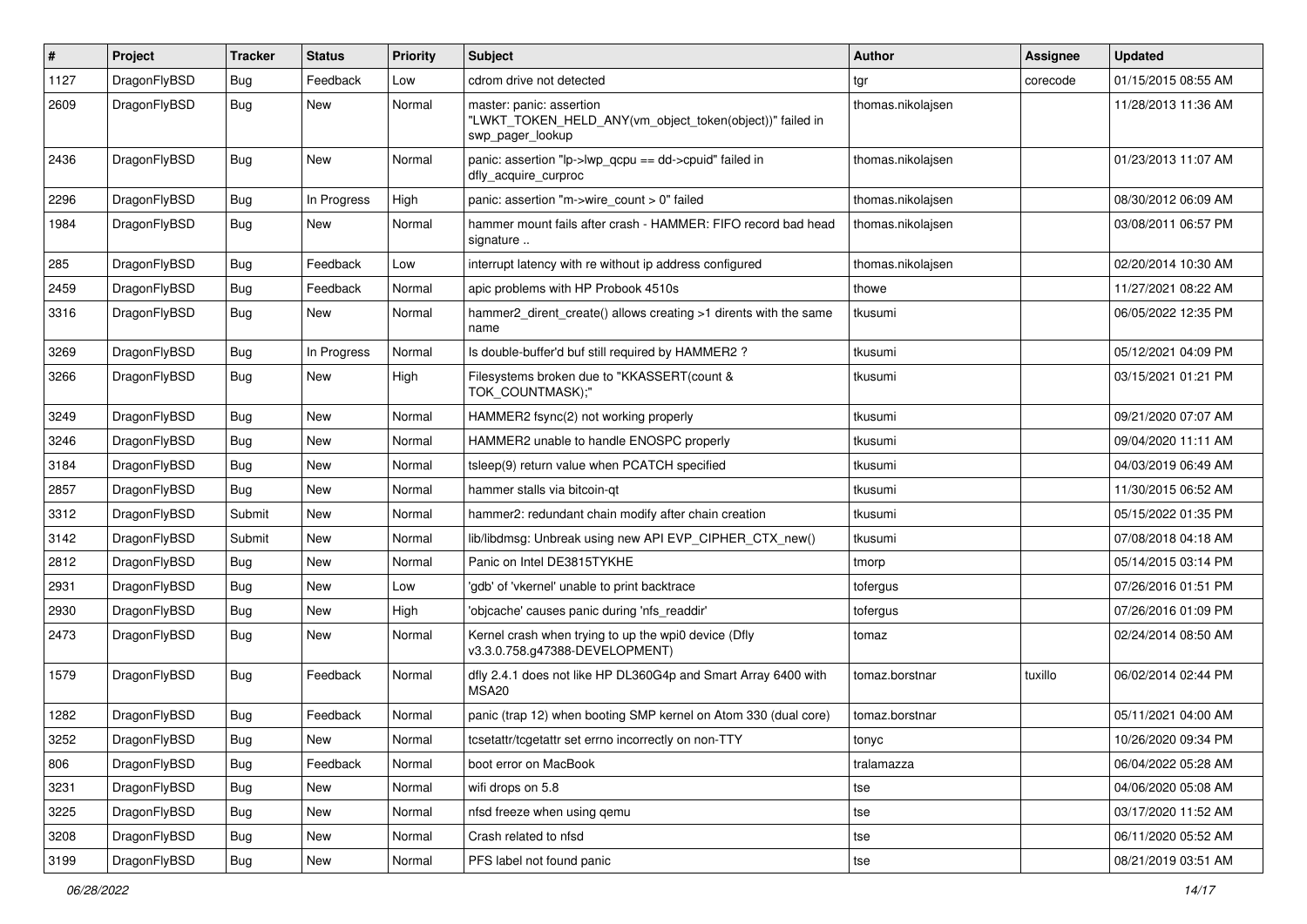| # | Project | Tracker | Status | Priority | Subject | Author | Assignee | Updated |
|---|---|---|---|---|---|---|---|---|
| 1127 | DragonFlyBSD | Bug | Feedback | Low | cdrom drive not detected | tgr | corecode | 01/15/2015 08:55 AM |
| 2609 | DragonFlyBSD | Bug | New | Normal | master: panic: assertion "LWKT_TOKEN_HELD_ANY(vm_object_token(object))" failed in swp_pager_lookup | thomas.nikolajsen | | 11/28/2013 11:36 AM |
| 2436 | DragonFlyBSD | Bug | New | Normal | panic: assertion "lp->lwp_qcpu == dd->cpuid" failed in dfly_acquire_curproc | thomas.nikolajsen | | 01/23/2013 11:07 AM |
| 2296 | DragonFlyBSD | Bug | In Progress | High | panic: assertion "m->wire_count > 0" failed | thomas.nikolajsen | | 08/30/2012 06:09 AM |
| 1984 | DragonFlyBSD | Bug | New | Normal | hammer mount fails after crash - HAMMER: FIFO record bad head signature .. | thomas.nikolajsen | | 03/08/2011 06:57 PM |
| 285 | DragonFlyBSD | Bug | Feedback | Low | interrupt latency with re without ip address configured | thomas.nikolajsen | | 02/20/2014 10:30 AM |
| 2459 | DragonFlyBSD | Bug | Feedback | Normal | apic problems with HP Probook 4510s | thowe | | 11/27/2021 08:22 AM |
| 3316 | DragonFlyBSD | Bug | New | Normal | hammer2_dirent_create() allows creating >1 dirents with the same name | tkusumi | | 06/05/2022 12:35 PM |
| 3269 | DragonFlyBSD | Bug | In Progress | Normal | Is double-buffer'd buf still required by HAMMER2 ? | tkusumi | | 05/12/2021 04:09 PM |
| 3266 | DragonFlyBSD | Bug | New | High | Filesystems broken due to "KKASSERT(count & TOK_COUNTMASK);" | tkusumi | | 03/15/2021 01:21 PM |
| 3249 | DragonFlyBSD | Bug | New | Normal | HAMMER2 fsync(2) not working properly | tkusumi | | 09/21/2020 07:07 AM |
| 3246 | DragonFlyBSD | Bug | New | Normal | HAMMER2 unable to handle ENOSPC properly | tkusumi | | 09/04/2020 11:11 AM |
| 3184 | DragonFlyBSD | Bug | New | Normal | tsleep(9) return value when PCATCH specified | tkusumi | | 04/03/2019 06:49 AM |
| 2857 | DragonFlyBSD | Bug | New | Normal | hammer stalls via bitcoin-qt | tkusumi | | 11/30/2015 06:52 AM |
| 3312 | DragonFlyBSD | Submit | New | Normal | hammer2: redundant chain modify after chain creation | tkusumi | | 05/15/2022 01:35 PM |
| 3142 | DragonFlyBSD | Submit | New | Normal | lib/libdmsg: Unbreak using new API EVP_CIPHER_CTX_new() | tkusumi | | 07/08/2018 04:18 AM |
| 2812 | DragonFlyBSD | Bug | New | Normal | Panic on Intel DE3815TYKHE | tmorp | | 05/14/2015 03:14 PM |
| 2931 | DragonFlyBSD | Bug | New | Low | 'gdb' of 'vkernel' unable to print backtrace | tofergus | | 07/26/2016 01:51 PM |
| 2930 | DragonFlyBSD | Bug | New | High | 'objcache' causes panic during 'nfs_readdir' | tofergus | | 07/26/2016 01:09 PM |
| 2473 | DragonFlyBSD | Bug | New | Normal | Kernel crash when trying to up the wpi0 device (Dfly v3.3.0.758.g47388-DEVELOPMENT) | tomaz | | 02/24/2014 08:50 AM |
| 1579 | DragonFlyBSD | Bug | Feedback | Normal | dfly 2.4.1 does not like HP DL360G4p and Smart Array 6400 with MSA20 | tomaz.borstnar | tuxillo | 06/02/2014 02:44 PM |
| 1282 | DragonFlyBSD | Bug | Feedback | Normal | panic (trap 12) when booting SMP kernel on Atom 330 (dual core) | tomaz.borstnar | | 05/11/2021 04:00 AM |
| 3252 | DragonFlyBSD | Bug | New | Normal | tcsetattr/tcgetattr set errno incorrectly on non-TTY | tonyc | | 10/26/2020 09:34 PM |
| 806 | DragonFlyBSD | Bug | Feedback | Normal | boot error on MacBook | tralamazza | | 06/04/2022 05:28 AM |
| 3231 | DragonFlyBSD | Bug | New | Normal | wifi drops on 5.8 | tse | | 04/06/2020 05:08 AM |
| 3225 | DragonFlyBSD | Bug | New | Normal | nfsd freeze when using qemu | tse | | 03/17/2020 11:52 AM |
| 3208 | DragonFlyBSD | Bug | New | Normal | Crash related to nfsd | tse | | 06/11/2020 05:52 AM |
| 3199 | DragonFlyBSD | Bug | New | Normal | PFS label not found panic | tse | | 08/21/2019 03:51 AM |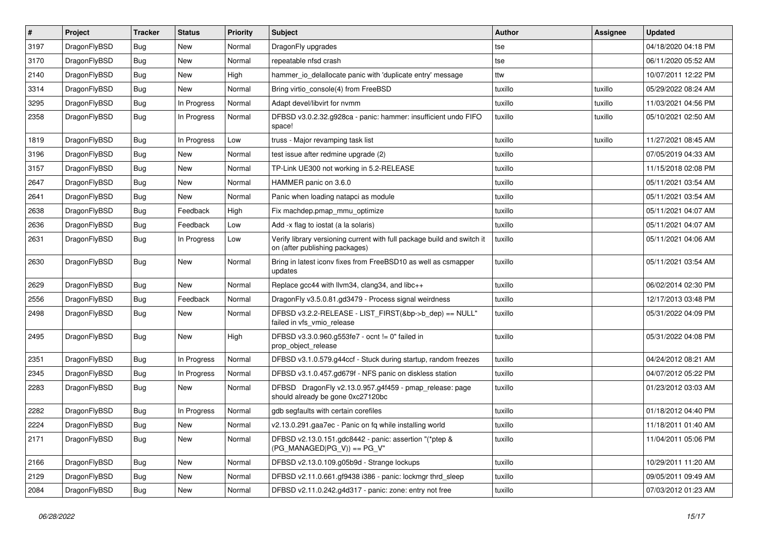| # | Project | Tracker | Status | Priority | Subject | Author | Assignee | Updated |
|---|---|---|---|---|---|---|---|---|
| 3197 | DragonFlyBSD | Bug | New | Normal | DragonFly upgrades | tse | | 04/18/2020 04:18 PM |
| 3170 | DragonFlyBSD | Bug | New | Normal | repeatable nfsd crash | tse | | 06/11/2020 05:52 AM |
| 2140 | DragonFlyBSD | Bug | New | High | hammer_io_delallocate panic with 'duplicate entry' message | ttw | | 10/07/2011 12:22 PM |
| 3314 | DragonFlyBSD | Bug | New | Normal | Bring virtio_console(4) from FreeBSD | tuxillo | tuxillo | 05/29/2022 08:24 AM |
| 3295 | DragonFlyBSD | Bug | In Progress | Normal | Adapt devel/libvirt for nvmm | tuxillo | tuxillo | 11/03/2021 04:56 PM |
| 2358 | DragonFlyBSD | Bug | In Progress | Normal | DFBSD v3.0.2.32.g928ca - panic: hammer: insufficient undo FIFO space! | tuxillo | tuxillo | 05/10/2021 02:50 AM |
| 1819 | DragonFlyBSD | Bug | In Progress | Low | truss - Major revamping task list | tuxillo | tuxillo | 11/27/2021 08:45 AM |
| 3196 | DragonFlyBSD | Bug | New | Normal | test issue after redmine upgrade (2) | tuxillo | | 07/05/2019 04:33 AM |
| 3157 | DragonFlyBSD | Bug | New | Normal | TP-Link UE300 not working in 5.2-RELEASE | tuxillo | | 11/15/2018 02:08 PM |
| 2647 | DragonFlyBSD | Bug | New | Normal | HAMMER panic on 3.6.0 | tuxillo | | 05/11/2021 03:54 AM |
| 2641 | DragonFlyBSD | Bug | New | Normal | Panic when loading natapci as module | tuxillo | | 05/11/2021 03:54 AM |
| 2638 | DragonFlyBSD | Bug | Feedback | High | Fix machdep.pmap_mmu_optimize | tuxillo | | 05/11/2021 04:07 AM |
| 2636 | DragonFlyBSD | Bug | Feedback | Low | Add -x flag to iostat (a la solaris) | tuxillo | | 05/11/2021 04:07 AM |
| 2631 | DragonFlyBSD | Bug | In Progress | Low | Verify library versioning current with full package build and switch it on (after publishing packages) | tuxillo | | 05/11/2021 04:06 AM |
| 2630 | DragonFlyBSD | Bug | New | Normal | Bring in latest iconv fixes from FreeBSD10 as well as csmapper updates | tuxillo | | 05/11/2021 03:54 AM |
| 2629 | DragonFlyBSD | Bug | New | Normal | Replace gcc44 with llvm34, clang34, and libc++ | tuxillo | | 06/02/2014 02:30 PM |
| 2556 | DragonFlyBSD | Bug | Feedback | Normal | DragonFly v3.5.0.81.gd3479 - Process signal weirdness | tuxillo | | 12/17/2013 03:48 PM |
| 2498 | DragonFlyBSD | Bug | New | Normal | DFBSD v3.2.2-RELEASE - LIST_FIRST(&bp->b_dep) == NULL" failed in vfs_vmio_release | tuxillo | | 05/31/2022 04:09 PM |
| 2495 | DragonFlyBSD | Bug | New | High | DFBSD v3.3.0.960.g553fe7 - ocnt != 0" failed in prop_object_release | tuxillo | | 05/31/2022 04:08 PM |
| 2351 | DragonFlyBSD | Bug | In Progress | Normal | DFBSD v3.1.0.579.g44ccf - Stuck during startup, random freezes | tuxillo | | 04/24/2012 08:21 AM |
| 2345 | DragonFlyBSD | Bug | In Progress | Normal | DFBSD v3.1.0.457.gd679f - NFS panic on diskless station | tuxillo | | 04/07/2012 05:22 PM |
| 2283 | DragonFlyBSD | Bug | New | Normal | DFBSD DragonFly v2.13.0.957.g4f459 - pmap_release: page should already be gone 0xc27120bc | tuxillo | | 01/23/2012 03:03 AM |
| 2282 | DragonFlyBSD | Bug | In Progress | Normal | gdb segfaults with certain corefiles | tuxillo | | 01/18/2012 04:40 PM |
| 2224 | DragonFlyBSD | Bug | New | Normal | v2.13.0.291.gaa7ec - Panic on fq while installing world | tuxillo | | 11/18/2011 01:40 AM |
| 2171 | DragonFlyBSD | Bug | New | Normal | DFBSD v2.13.0.151.gdc8442 - panic: assertion "(*ptep & (PG_MANAGED\|PG_V)) == PG_V" | tuxillo | | 11/04/2011 05:06 PM |
| 2166 | DragonFlyBSD | Bug | New | Normal | DFBSD v2.13.0.109.g05b9d - Strange lockups | tuxillo | | 10/29/2011 11:20 AM |
| 2129 | DragonFlyBSD | Bug | New | Normal | DFBSD v2.11.0.661.gf9438 i386 - panic: lockmgr thrd_sleep | tuxillo | | 09/05/2011 09:49 AM |
| 2084 | DragonFlyBSD | Bug | New | Normal | DFBSD v2.11.0.242.g4d317 - panic: zone: entry not free | tuxillo | | 07/03/2012 01:23 AM |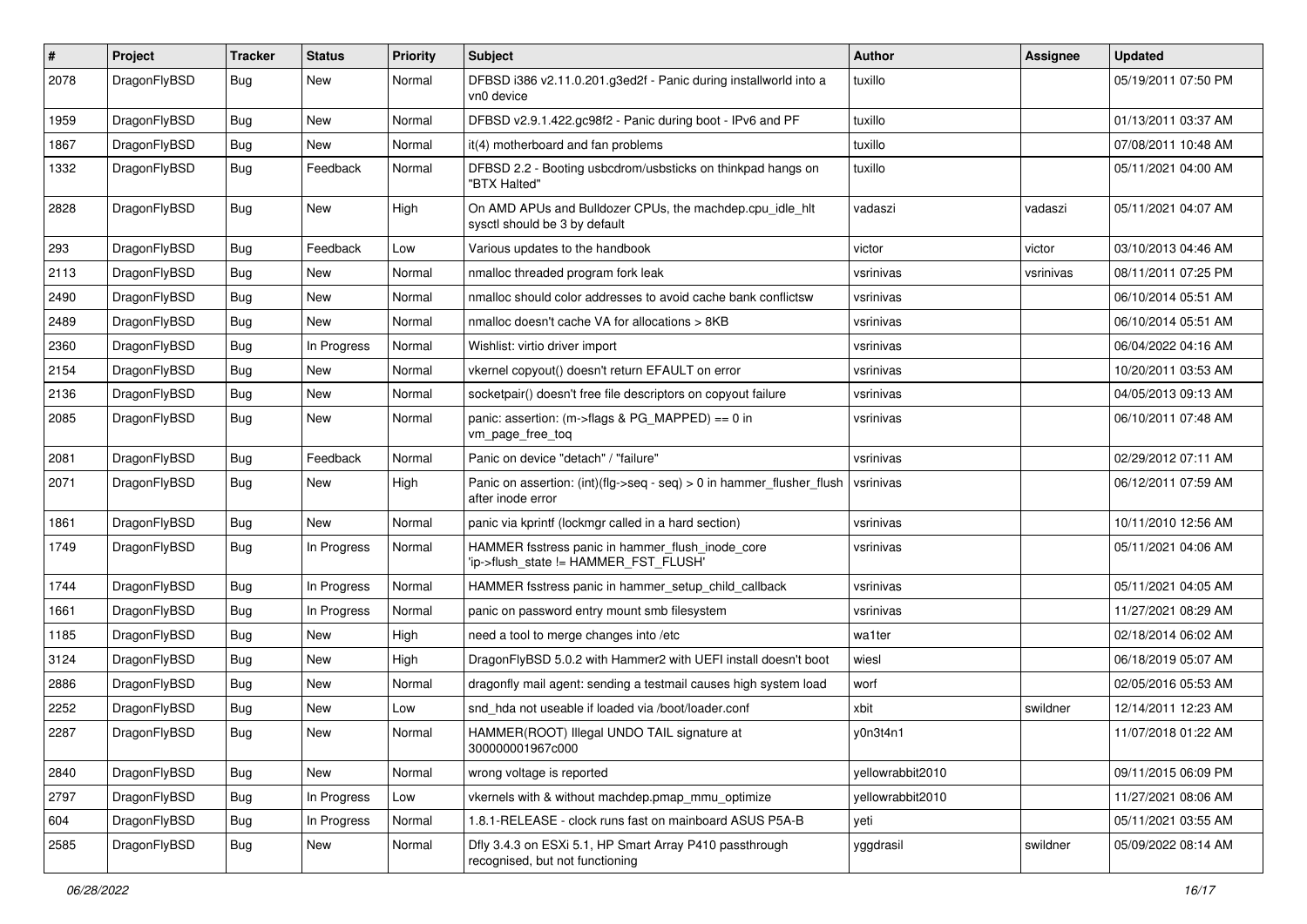| # | Project | Tracker | Status | Priority | Subject | Author | Assignee | Updated |
|---|---|---|---|---|---|---|---|---|
| 2078 | DragonFlyBSD | Bug | New | Normal | DFBSD i386 v2.11.0.201.g3ed2f - Panic during installworld into a vn0 device | tuxillo | | 05/19/2011 07:50 PM |
| 1959 | DragonFlyBSD | Bug | New | Normal | DFBSD v2.9.1.422.gc98f2 - Panic during boot - IPv6 and PF | tuxillo | | 01/13/2011 03:37 AM |
| 1867 | DragonFlyBSD | Bug | New | Normal | it(4) motherboard and fan problems | tuxillo | | 07/08/2011 10:48 AM |
| 1332 | DragonFlyBSD | Bug | Feedback | Normal | DFBSD 2.2 - Booting usbcdrom/usbsticks on thinkpad hangs on "BTX Halted" | tuxillo | | 05/11/2021 04:00 AM |
| 2828 | DragonFlyBSD | Bug | New | High | On AMD APUs and Bulldozer CPUs, the machdep.cpu_idle_hlt sysctl should be 3 by default | vadaszi | vadaszi | 05/11/2021 04:07 AM |
| 293 | DragonFlyBSD | Bug | Feedback | Low | Various updates to the handbook | victor | victor | 03/10/2013 04:46 AM |
| 2113 | DragonFlyBSD | Bug | New | Normal | nmalloc threaded program fork leak | vsrinivas | vsrinivas | 08/11/2011 07:25 PM |
| 2490 | DragonFlyBSD | Bug | New | Normal | nmalloc should color addresses to avoid cache bank conflictsw | vsrinivas | | 06/10/2014 05:51 AM |
| 2489 | DragonFlyBSD | Bug | New | Normal | nmalloc doesn't cache VA for allocations > 8KB | vsrinivas | | 06/10/2014 05:51 AM |
| 2360 | DragonFlyBSD | Bug | In Progress | Normal | Wishlist: virtio driver import | vsrinivas | | 06/04/2022 04:16 AM |
| 2154 | DragonFlyBSD | Bug | New | Normal | vkernel copyout() doesn't return EFAULT on error | vsrinivas | | 10/20/2011 03:53 AM |
| 2136 | DragonFlyBSD | Bug | New | Normal | socketpair() doesn't free file descriptors on copyout failure | vsrinivas | | 04/05/2013 09:13 AM |
| 2085 | DragonFlyBSD | Bug | New | Normal | panic: assertion: (m->flags & PG_MAPPED) == 0 in vm_page_free_toq | vsrinivas | | 06/10/2011 07:48 AM |
| 2081 | DragonFlyBSD | Bug | Feedback | Normal | Panic on device "detach" / "failure" | vsrinivas | | 02/29/2012 07:11 AM |
| 2071 | DragonFlyBSD | Bug | New | High | Panic on assertion: (int)(flg->seq - seq) > 0 in hammer_flusher_flush after inode error | vsrinivas | | 06/12/2011 07:59 AM |
| 1861 | DragonFlyBSD | Bug | New | Normal | panic via kprintf (lockmgr called in a hard section) | vsrinivas | | 10/11/2010 12:56 AM |
| 1749 | DragonFlyBSD | Bug | In Progress | Normal | HAMMER fsstress panic in hammer_flush_inode_core 'ip->flush_state != HAMMER_FST_FLUSH' | vsrinivas | | 05/11/2021 04:06 AM |
| 1744 | DragonFlyBSD | Bug | In Progress | Normal | HAMMER fsstress panic in hammer_setup_child_callback | vsrinivas | | 05/11/2021 04:05 AM |
| 1661 | DragonFlyBSD | Bug | In Progress | Normal | panic on password entry mount smb filesystem | vsrinivas | | 11/27/2021 08:29 AM |
| 1185 | DragonFlyBSD | Bug | New | High | need a tool to merge changes into /etc | wa1ter | | 02/18/2014 06:02 AM |
| 3124 | DragonFlyBSD | Bug | New | High | DragonFlyBSD 5.0.2 with Hammer2 with UEFI install doesn't boot | wiesl | | 06/18/2019 05:07 AM |
| 2886 | DragonFlyBSD | Bug | New | Normal | dragonfly mail agent: sending a testmail causes high system load | worf | | 02/05/2016 05:53 AM |
| 2252 | DragonFlyBSD | Bug | New | Low | snd_hda not useable if loaded via /boot/loader.conf | xbit | swildner | 12/14/2011 12:23 AM |
| 2287 | DragonFlyBSD | Bug | New | Normal | HAMMER(ROOT) Illegal UNDO TAIL signature at 300000001967c000 | y0n3t4n1 | | 11/07/2018 01:22 AM |
| 2840 | DragonFlyBSD | Bug | New | Normal | wrong voltage is reported | yellowrabbit2010 | | 09/11/2015 06:09 PM |
| 2797 | DragonFlyBSD | Bug | In Progress | Low | vkernels with & without machdep.pmap_mmu_optimize | yellowrabbit2010 | | 11/27/2021 08:06 AM |
| 604 | DragonFlyBSD | Bug | In Progress | Normal | 1.8.1-RELEASE - clock runs fast on mainboard ASUS P5A-B | yeti | | 05/11/2021 03:55 AM |
| 2585 | DragonFlyBSD | Bug | New | Normal | Dfly 3.4.3 on ESXi 5.1, HP Smart Array P410 passthrough recognised, but not functioning | yggdrasil | swildner | 05/09/2022 08:14 AM |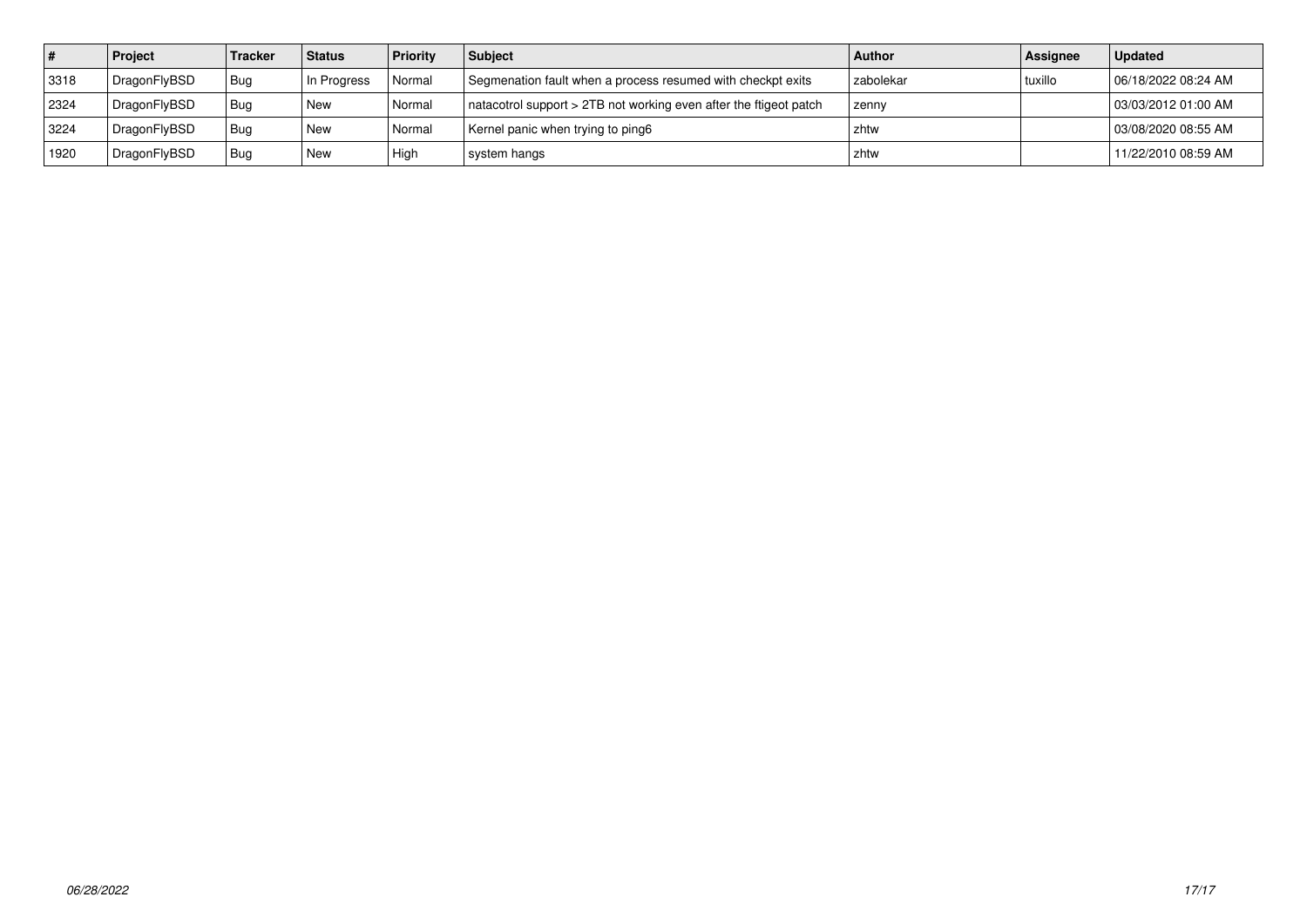| # | Project | Tracker | Status | Priority | Subject | Author | Assignee | Updated |
|---|---|---|---|---|---|---|---|---|
| 3318 | DragonFlyBSD | Bug | In Progress | Normal | Segmenation fault when a process resumed with checkpt exits | zabolekar | tuxillo | 06/18/2022 08:24 AM |
| 2324 | DragonFlyBSD | Bug | New | Normal | natacotrol support > 2TB not working even after the ftigeot patch | zenny | | 03/03/2012 01:00 AM |
| 3224 | DragonFlyBSD | Bug | New | Normal | Kernel panic when trying to ping6 | zhtw | | 03/08/2020 08:55 AM |
| 1920 | DragonFlyBSD | Bug | New | High | system hangs | zhtw | | 11/22/2010 08:59 AM |